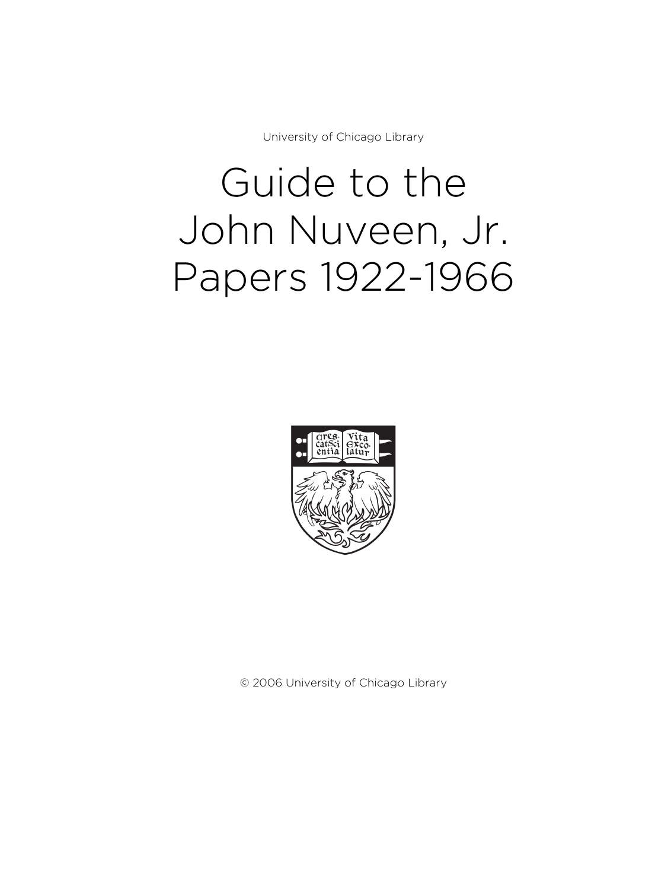University of Chicago Library

# Guide to the John Nuveen, Jr. Papers 1922-1966

© 2006 University of Chicago Library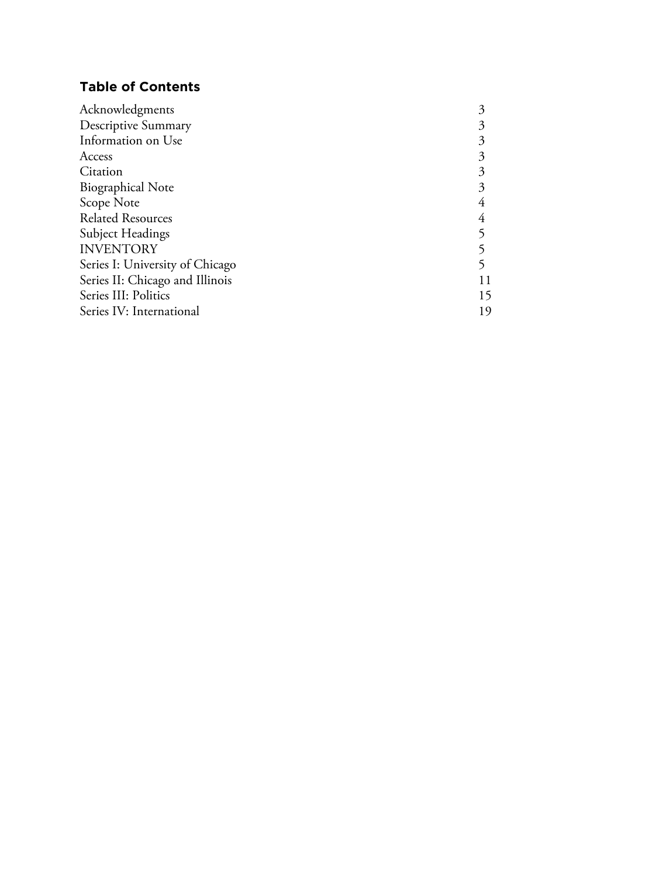## Table of Contents

| | |
|---|---|
| Acknowledgments | 3 |
| Descriptive Summary | 3 |
| Information on Use | 3 |
| Access | 3 |
| Citation | 3 |
| Biographical Note | 3 |
| Scope Note | 4 |
| Related Resources | 4 |
| Subject Headings | 5 |
| INVENTORY | 5 |
| Series I: University of Chicago | 5 |
| Series II: Chicago and Illinois | 11 |
| Series III: Politics | 15 |
| Series IV: International | 19 |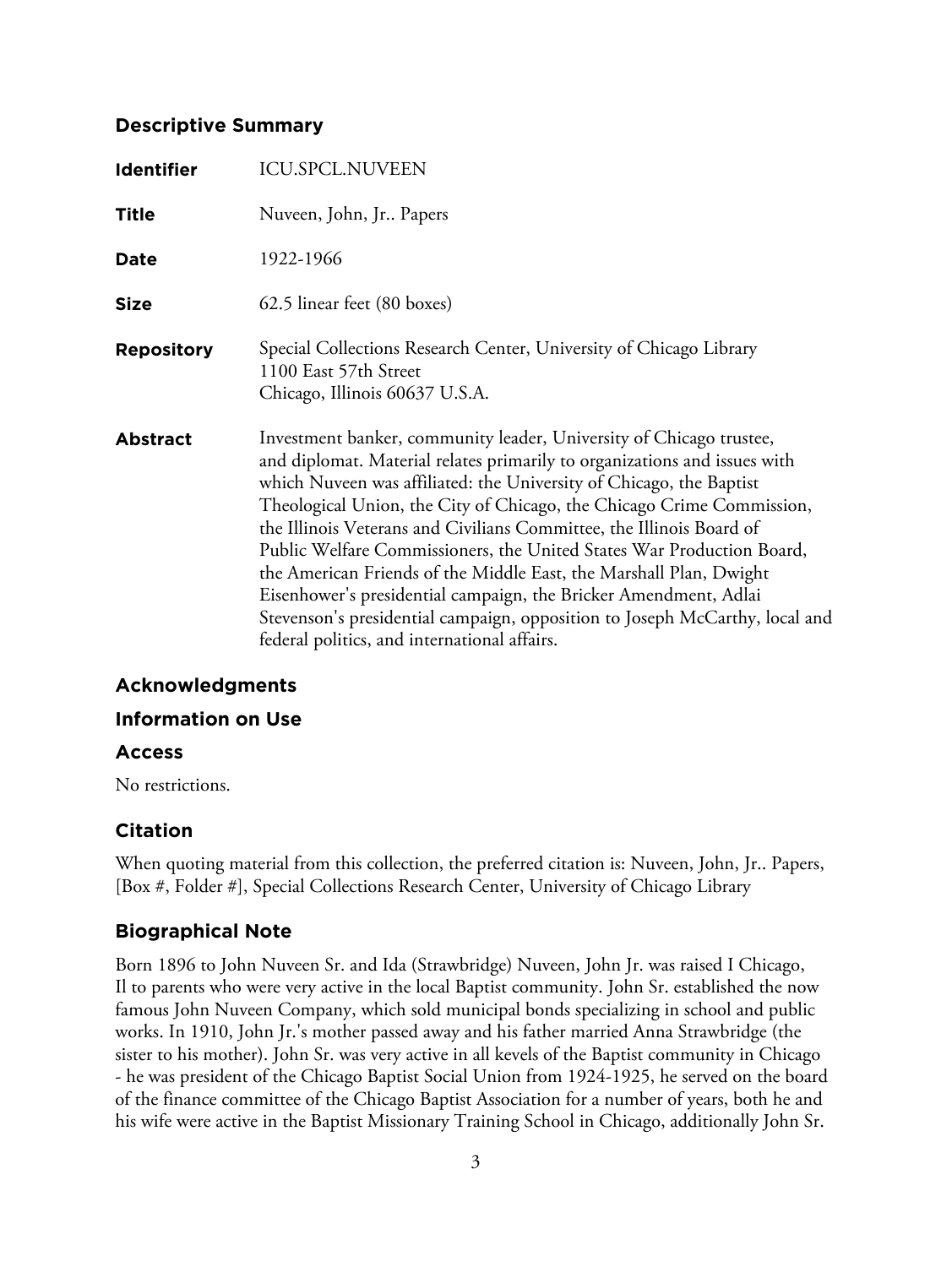## Descriptive Summary

| | |
|---|---|
| **Identifier** | ICU.SPCL.NUVEEN |
| **Title** | Nuveen, John, Jr.. Papers |
| **Date** | 1922-1966 |
| **Size** | 62.5 linear feet (80 boxes) |
| **Repository** | Special Collections Research Center, University of Chicago Library<br>1100 East 57th Street<br>Chicago, Illinois 60637 U.S.A. |
| **Abstract** | Investment banker, community leader, University of Chicago trustee, and diplomat. Material relates primarily to organizations and issues with which Nuveen was affiliated: the University of Chicago, the Baptist Theological Union, the City of Chicago, the Chicago Crime Commission, the Illinois Veterans and Civilians Committee, the Illinois Board of Public Welfare Commissioners, the United States War Production Board, the American Friends of the Middle East, the Marshall Plan, Dwight Eisenhower's presidential campaign, the Bricker Amendment, Adlai Stevenson's presidential campaign, opposition to Joseph McCarthy, local and federal politics, and international affairs. |

## Acknowledgments

## Information on Use

## Access

No restrictions.

## Citation

When quoting material from this collection, the preferred citation is: Nuveen, John, Jr.. Papers, [Box #, Folder #], Special Collections Research Center, University of Chicago Library

## Biographical Note

Born 1896 to John Nuveen Sr. and Ida (Strawbridge) Nuveen, John Jr. was raised I Chicago, Il to parents who were very active in the local Baptist community. John Sr. established the now famous John Nuveen Company, which sold municipal bonds specializing in school and public works. In 1910, John Jr.'s mother passed away and his father married Anna Strawbridge (the sister to his mother). John Sr. was very active in all kevels of the Baptist community in Chicago - he was president of the Chicago Baptist Social Union from 1924-1925, he served on the board of the finance committee of the Chicago Baptist Association for a number of years, both he and his wife were active in the Baptist Missionary Training School in Chicago, additionally John Sr.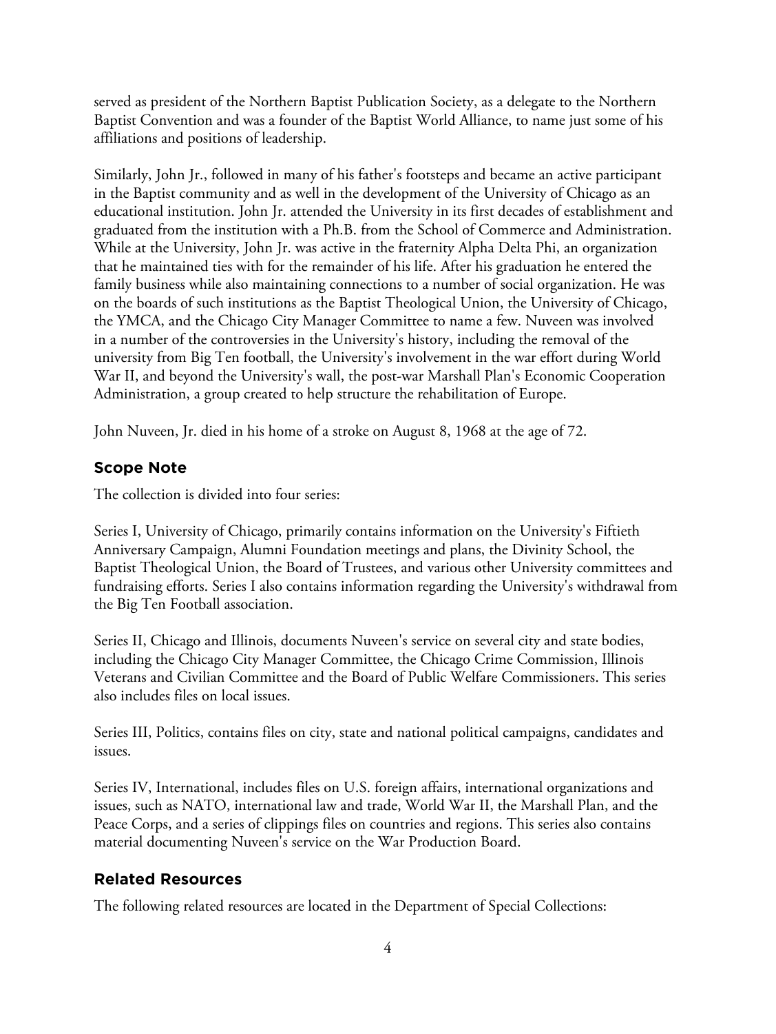served as president of the Northern Baptist Publication Society, as a delegate to the Northern Baptist Convention and was a founder of the Baptist World Alliance, to name just some of his affiliations and positions of leadership.

Similarly, John Jr., followed in many of his father's footsteps and became an active participant in the Baptist community and as well in the development of the University of Chicago as an educational institution. John Jr. attended the University in its first decades of establishment and graduated from the institution with a Ph.B. from the School of Commerce and Administration. While at the University, John Jr. was active in the fraternity Alpha Delta Phi, an organization that he maintained ties with for the remainder of his life. After his graduation he entered the family business while also maintaining connections to a number of social organization. He was on the boards of such institutions as the Baptist Theological Union, the University of Chicago, the YMCA, and the Chicago City Manager Committee to name a few. Nuveen was involved in a number of the controversies in the University's history, including the removal of the university from Big Ten football, the University's involvement in the war effort during World War II, and beyond the University's wall, the post-war Marshall Plan's Economic Cooperation Administration, a group created to help structure the rehabilitation of Europe.

John Nuveen, Jr. died in his home of a stroke on August 8, 1968 at the age of 72.

## Scope Note

The collection is divided into four series:

Series I, University of Chicago, primarily contains information on the University's Fiftieth Anniversary Campaign, Alumni Foundation meetings and plans, the Divinity School, the Baptist Theological Union, the Board of Trustees, and various other University committees and fundraising efforts. Series I also contains information regarding the University's withdrawal from the Big Ten Football association.

Series II, Chicago and Illinois, documents Nuveen's service on several city and state bodies, including the Chicago City Manager Committee, the Chicago Crime Commission, Illinois Veterans and Civilian Committee and the Board of Public Welfare Commissioners. This series also includes files on local issues.

Series III, Politics, contains files on city, state and national political campaigns, candidates and issues.

Series IV, International, includes files on U.S. foreign affairs, international organizations and issues, such as NATO, international law and trade, World War II, the Marshall Plan, and the Peace Corps, and a series of clippings files on countries and regions. This series also contains material documenting Nuveen's service on the War Production Board.

## Related Resources

The following related resources are located in the Department of Special Collections: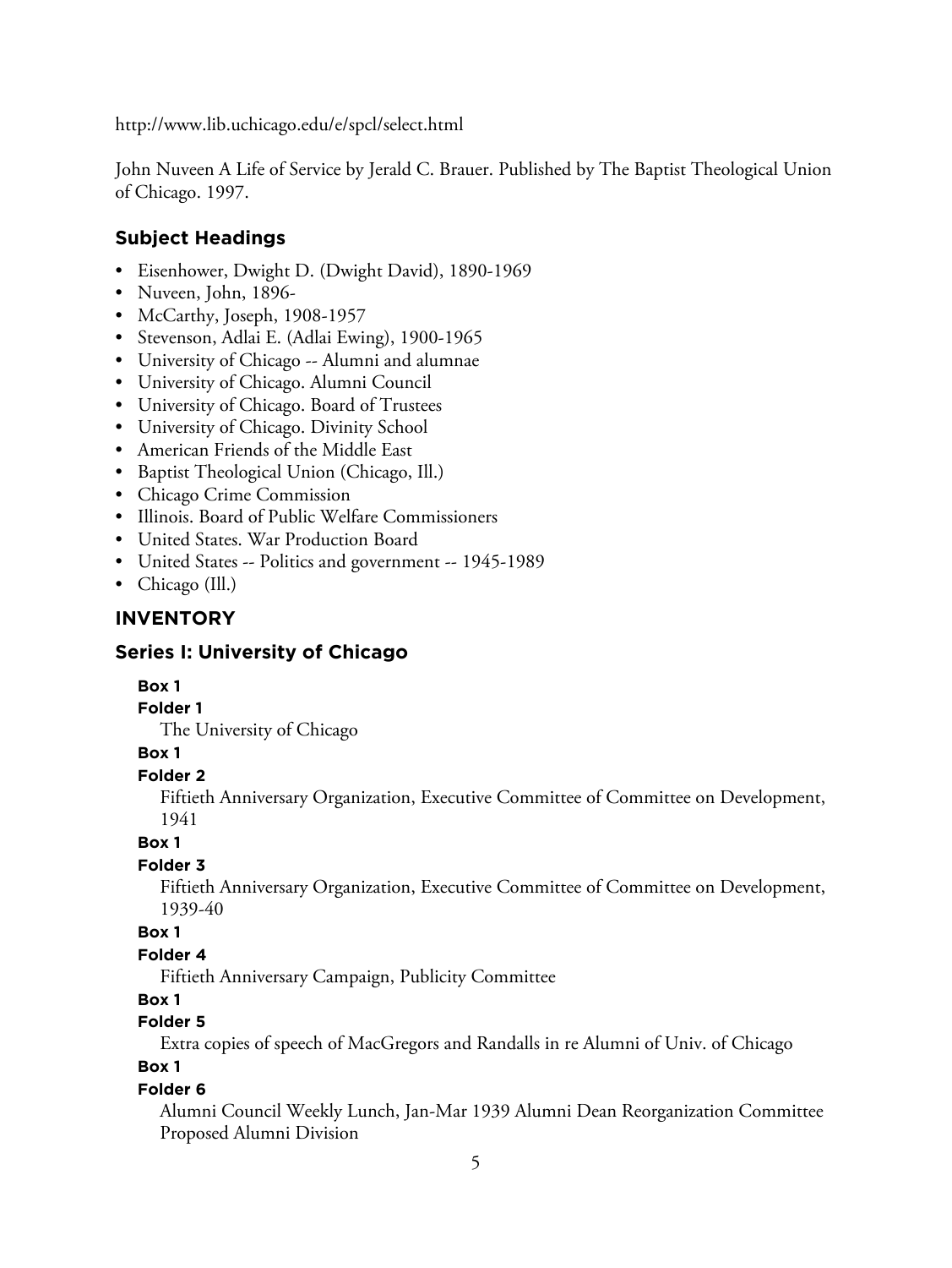http://www.lib.uchicago.edu/e/spcl/select.html

John Nuveen A Life of Service by Jerald C. Brauer. Published by The Baptist Theological Union of Chicago. 1997.

### Subject Headings

- Eisenhower, Dwight D. (Dwight David), 1890-1969
- Nuveen, John, 1896-
- McCarthy, Joseph, 1908-1957
- Stevenson, Adlai E. (Adlai Ewing), 1900-1965
- University of Chicago -- Alumni and alumnae
- University of Chicago. Alumni Council
- University of Chicago. Board of Trustees
- University of Chicago. Divinity School
- American Friends of the Middle East
- Baptist Theological Union (Chicago, Ill.)
- Chicago Crime Commission
- Illinois. Board of Public Welfare Commissioners
- United States. War Production Board
- United States -- Politics and government -- 1945-1989
- Chicago (Ill.)

## INVENTORY

### Series I: University of Chicago

**Box 1**
**Folder 1**
The University of Chicago

**Box 1**
**Folder 2**
Fiftieth Anniversary Organization, Executive Committee of Committee on Development, 1941

**Box 1**
**Folder 3**
Fiftieth Anniversary Organization, Executive Committee of Committee on Development, 1939-40

**Box 1**
**Folder 4**
Fiftieth Anniversary Campaign, Publicity Committee

**Box 1**
**Folder 5**
Extra copies of speech of MacGregors and Randalls in re Alumni of Univ. of Chicago

**Box 1**
**Folder 6**
Alumni Council Weekly Lunch, Jan-Mar 1939 Alumni Dean Reorganization Committee Proposed Alumni Division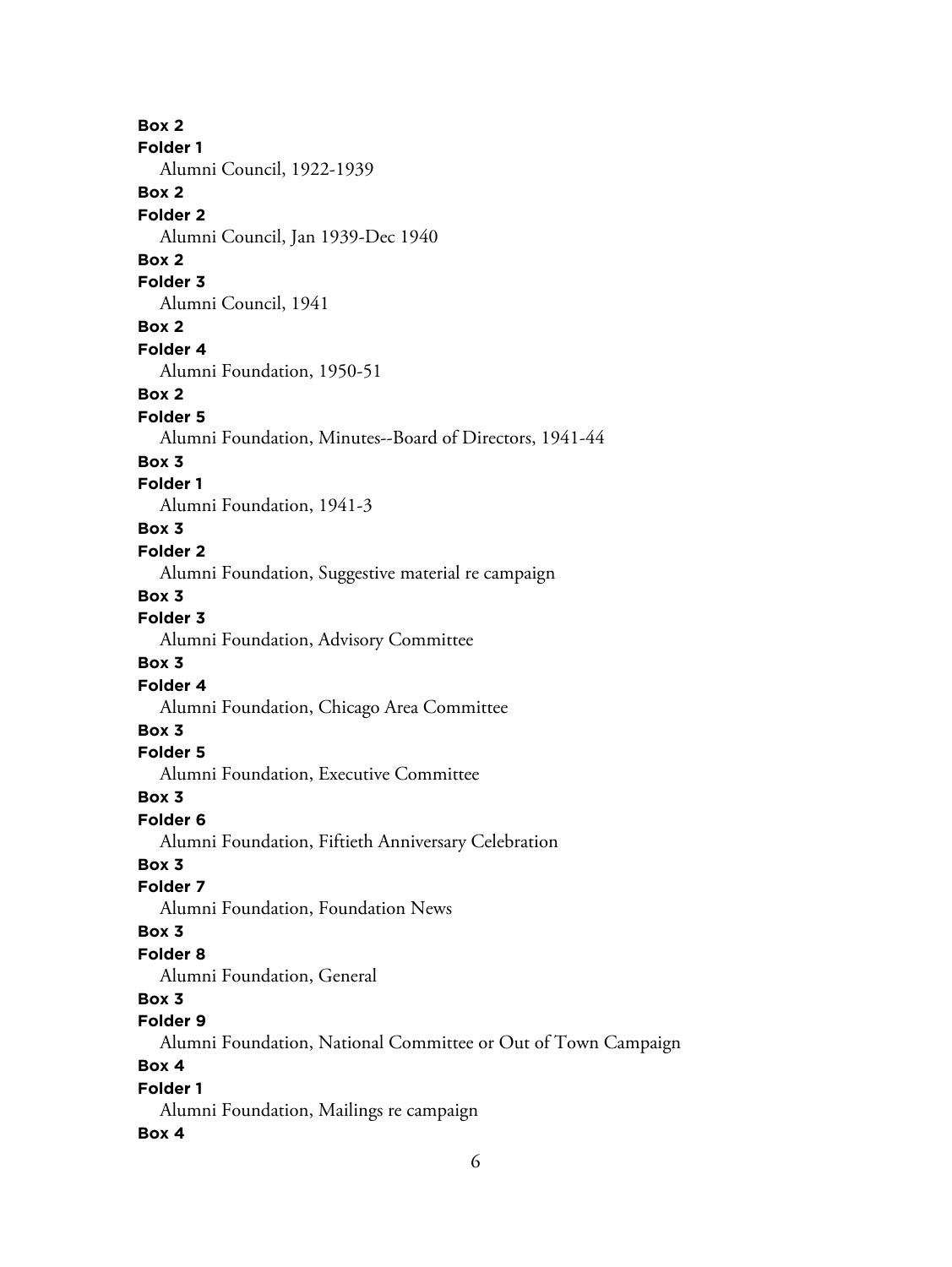**Box 2**
**Folder 1**
Alumni Council, 1922-1939
**Box 2**
**Folder 2**
Alumni Council, Jan 1939-Dec 1940
**Box 2**
**Folder 3**
Alumni Council, 1941
**Box 2**
**Folder 4**
Alumni Foundation, 1950-51
**Box 2**
**Folder 5**
Alumni Foundation, Minutes--Board of Directors, 1941-44
**Box 3**
**Folder 1**
Alumni Foundation, 1941-3
**Box 3**
**Folder 2**
Alumni Foundation, Suggestive material re campaign
**Box 3**
**Folder 3**
Alumni Foundation, Advisory Committee
**Box 3**
**Folder 4**
Alumni Foundation, Chicago Area Committee
**Box 3**
**Folder 5**
Alumni Foundation, Executive Committee
**Box 3**
**Folder 6**
Alumni Foundation, Fiftieth Anniversary Celebration
**Box 3**
**Folder 7**
Alumni Foundation, Foundation News
**Box 3**
**Folder 8**
Alumni Foundation, General
**Box 3**
**Folder 9**
Alumni Foundation, National Committee or Out of Town Campaign
**Box 4**
**Folder 1**
Alumni Foundation, Mailings re campaign
**Box 4**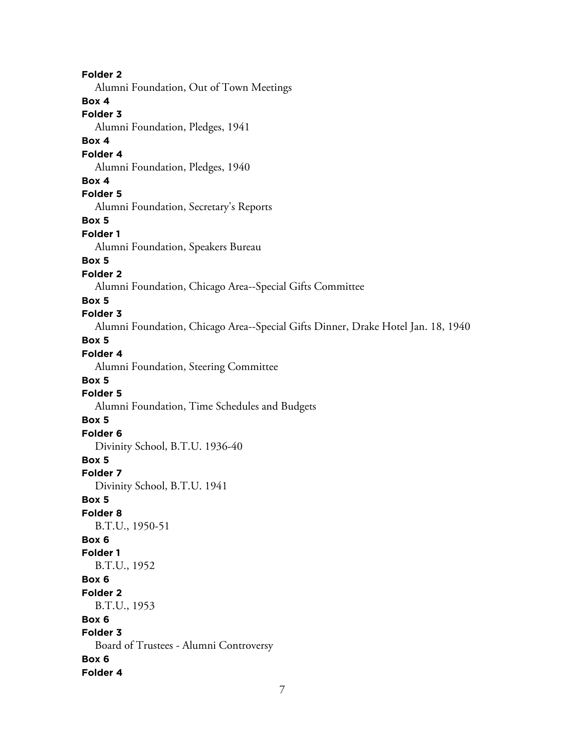**Folder 2**

Alumni Foundation, Out of Town Meetings

**Box 4**

**Folder 3**

Alumni Foundation, Pledges, 1941

**Box 4**

**Folder 4**

Alumni Foundation, Pledges, 1940

**Box 4**

**Folder 5**

Alumni Foundation, Secretary's Reports

**Box 5**

**Folder 1**

Alumni Foundation, Speakers Bureau

**Box 5**

**Folder 2**

Alumni Foundation, Chicago Area--Special Gifts Committee

**Box 5**

**Folder 3**

Alumni Foundation, Chicago Area--Special Gifts Dinner, Drake Hotel Jan. 18, 1940

**Box 5**

**Folder 4**

Alumni Foundation, Steering Committee

**Box 5**

**Folder 5**

Alumni Foundation, Time Schedules and Budgets

**Box 5**

**Folder 6**

Divinity School, B.T.U. 1936-40

**Box 5**

**Folder 7**

Divinity School, B.T.U. 1941

**Box 5**

**Folder 8**

B.T.U., 1950-51

**Box 6**

**Folder 1**

B.T.U., 1952

**Box 6**

**Folder 2**

B.T.U., 1953

**Box 6**

**Folder 3**

Board of Trustees - Alumni Controversy

**Box 6**

**Folder 4**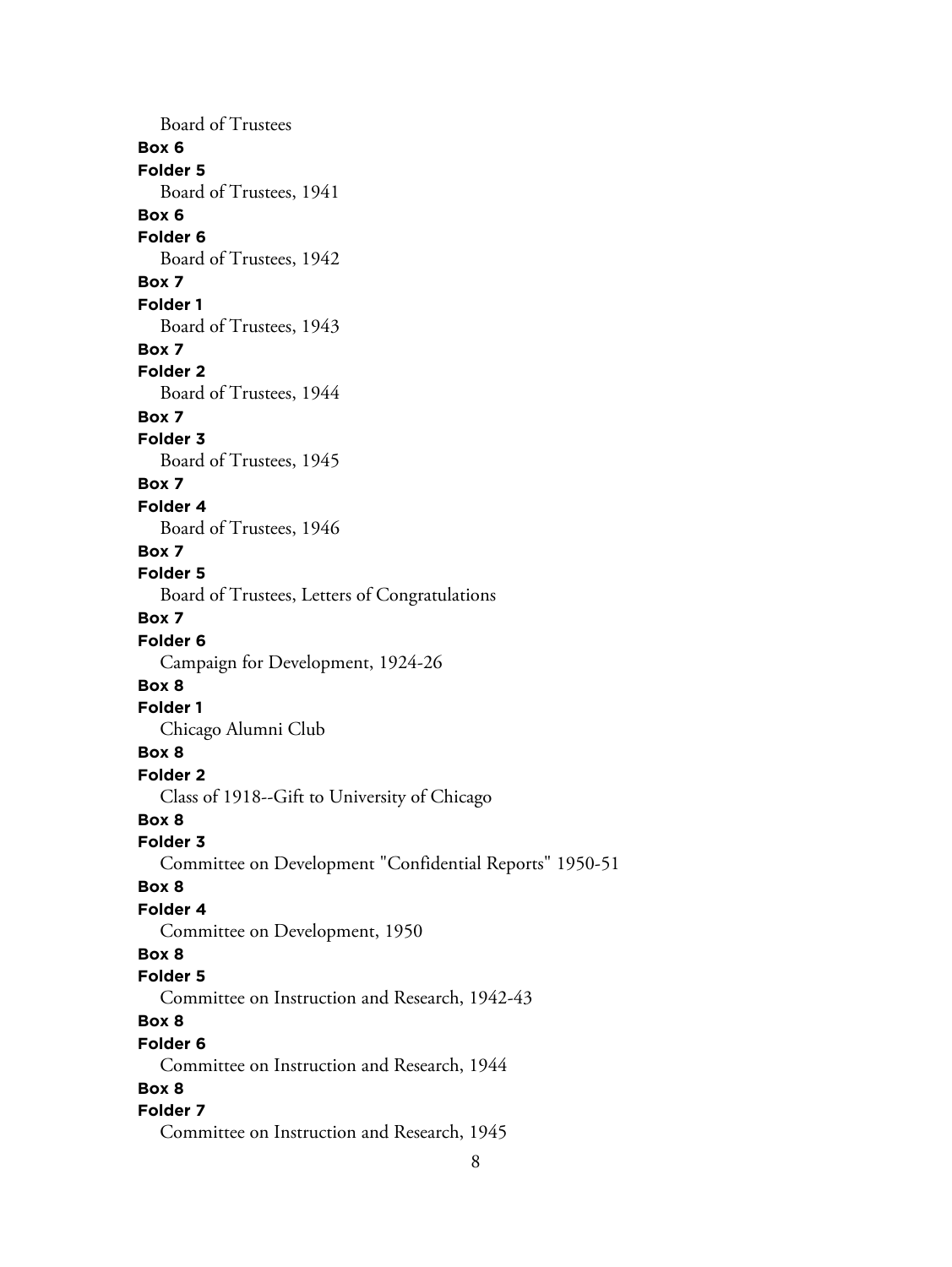Board of Trustees

**Box 6**
**Folder 5**
Board of Trustees, 1941

**Box 6**
**Folder 6**
Board of Trustees, 1942

**Box 7**
**Folder 1**
Board of Trustees, 1943

**Box 7**
**Folder 2**
Board of Trustees, 1944

**Box 7**
**Folder 3**
Board of Trustees, 1945

**Box 7**
**Folder 4**
Board of Trustees, 1946

**Box 7**
**Folder 5**
Board of Trustees, Letters of Congratulations

**Box 7**
**Folder 6**
Campaign for Development, 1924-26

**Box 8**
**Folder 1**
Chicago Alumni Club

**Box 8**
**Folder 2**
Class of 1918--Gift to University of Chicago

**Box 8**
**Folder 3**
Committee on Development "Confidential Reports" 1950-51

**Box 8**
**Folder 4**
Committee on Development, 1950

**Box 8**
**Folder 5**
Committee on Instruction and Research, 1942-43

**Box 8**
**Folder 6**
Committee on Instruction and Research, 1944

**Box 8**
**Folder 7**
Committee on Instruction and Research, 1945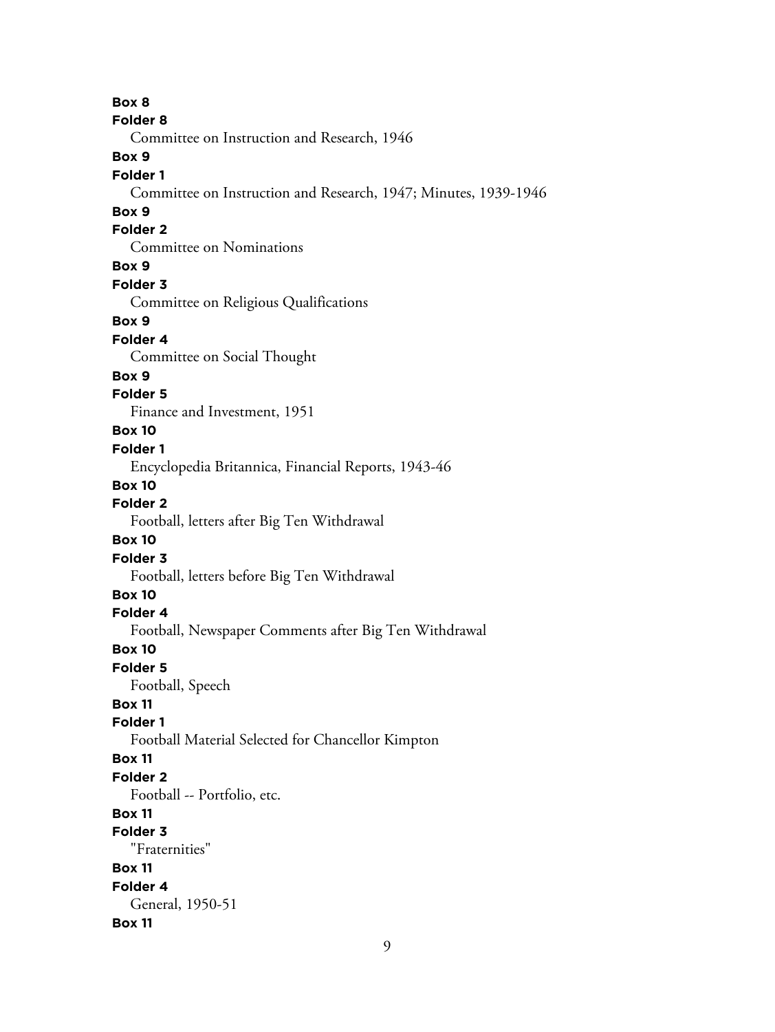**Box 8**
**Folder 8**
Committee on Instruction and Research, 1946

**Box 9**
**Folder 1**
Committee on Instruction and Research, 1947; Minutes, 1939-1946

**Box 9**
**Folder 2**
Committee on Nominations

**Box 9**
**Folder 3**
Committee on Religious Qualifications

**Box 9**
**Folder 4**
Committee on Social Thought

**Box 9**
**Folder 5**
Finance and Investment, 1951

**Box 10**
**Folder 1**
Encyclopedia Britannica, Financial Reports, 1943-46

**Box 10**
**Folder 2**
Football, letters after Big Ten Withdrawal

**Box 10**
**Folder 3**
Football, letters before Big Ten Withdrawal

**Box 10**
**Folder 4**
Football, Newspaper Comments after Big Ten Withdrawal

**Box 10**
**Folder 5**
Football, Speech

**Box 11**
**Folder 1**
Football Material Selected for Chancellor Kimpton

**Box 11**
**Folder 2**
Football -- Portfolio, etc.

**Box 11**
**Folder 3**
"Fraternities"

**Box 11**
**Folder 4**
General, 1950-51

**Box 11**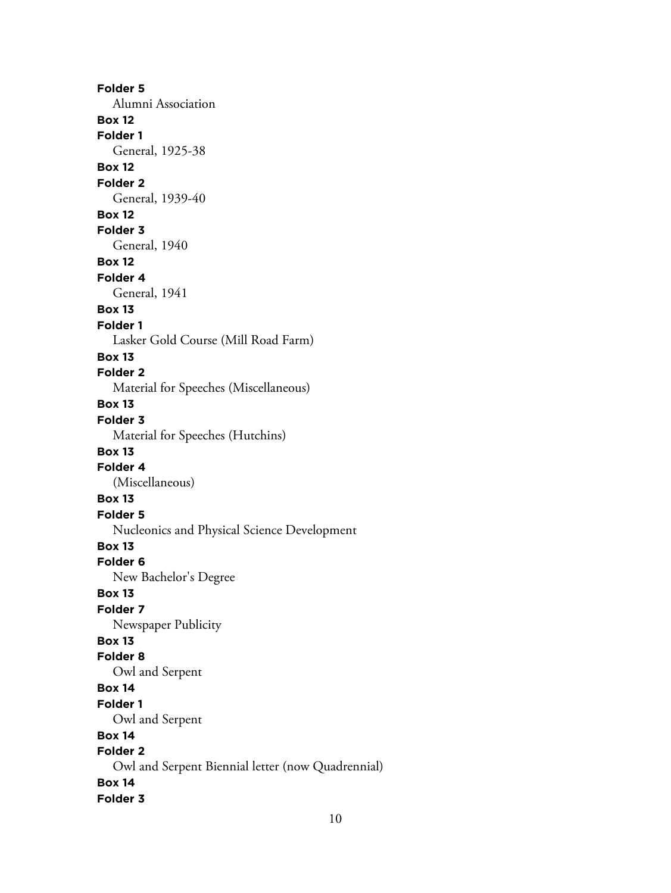**Folder 5**
Alumni Association
**Box 12**
**Folder 1**
General, 1925-38
**Box 12**
**Folder 2**
General, 1939-40
**Box 12**
**Folder 3**
General, 1940
**Box 12**
**Folder 4**
General, 1941
**Box 13**
**Folder 1**
Lasker Gold Course (Mill Road Farm)
**Box 13**
**Folder 2**
Material for Speeches (Miscellaneous)
**Box 13**
**Folder 3**
Material for Speeches (Hutchins)
**Box 13**
**Folder 4**
(Miscellaneous)
**Box 13**
**Folder 5**
Nucleonics and Physical Science Development
**Box 13**
**Folder 6**
New Bachelor's Degree
**Box 13**
**Folder 7**
Newspaper Publicity
**Box 13**
**Folder 8**
Owl and Serpent
**Box 14**
**Folder 1**
Owl and Serpent
**Box 14**
**Folder 2**
Owl and Serpent Biennial letter (now Quadrennial)
**Box 14**
**Folder 3**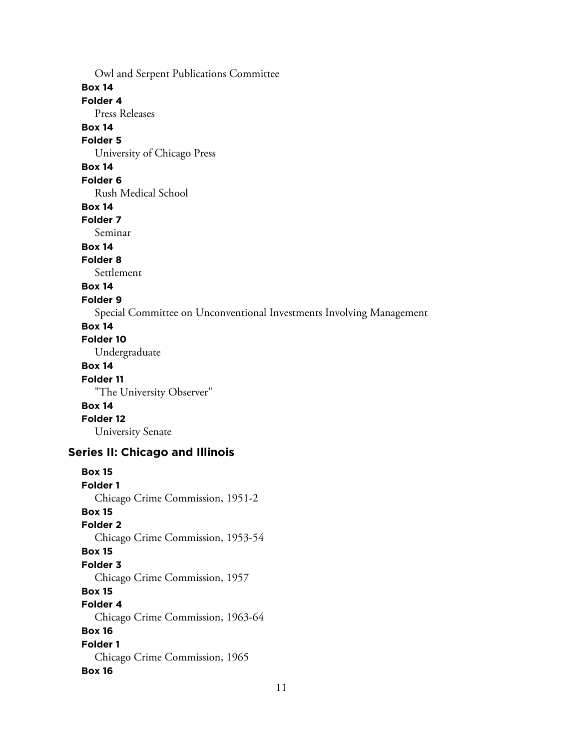Owl and Serpent Publications Committee

**Box 14**

**Folder 4**

Press Releases

**Box 14**

**Folder 5**

University of Chicago Press

**Box 14**

**Folder 6**

Rush Medical School

**Box 14**

**Folder 7**

Seminar

**Box 14**

**Folder 8**

Settlement

**Box 14**

**Folder 9**

Special Committee on Unconventional Investments Involving Management

**Box 14**

**Folder 10**

Undergraduate

**Box 14**

**Folder 11**

"The University Observer"

**Box 14**

**Folder 12**

University Senate

## Series II: Chicago and Illinois

**Box 15**

**Folder 1**

Chicago Crime Commission, 1951-2

**Box 15**

**Folder 2**

Chicago Crime Commission, 1953-54

**Box 15**

**Folder 3**

Chicago Crime Commission, 1957

**Box 15**

**Folder 4**

Chicago Crime Commission, 1963-64

**Box 16**

**Folder 1**

Chicago Crime Commission, 1965

**Box 16**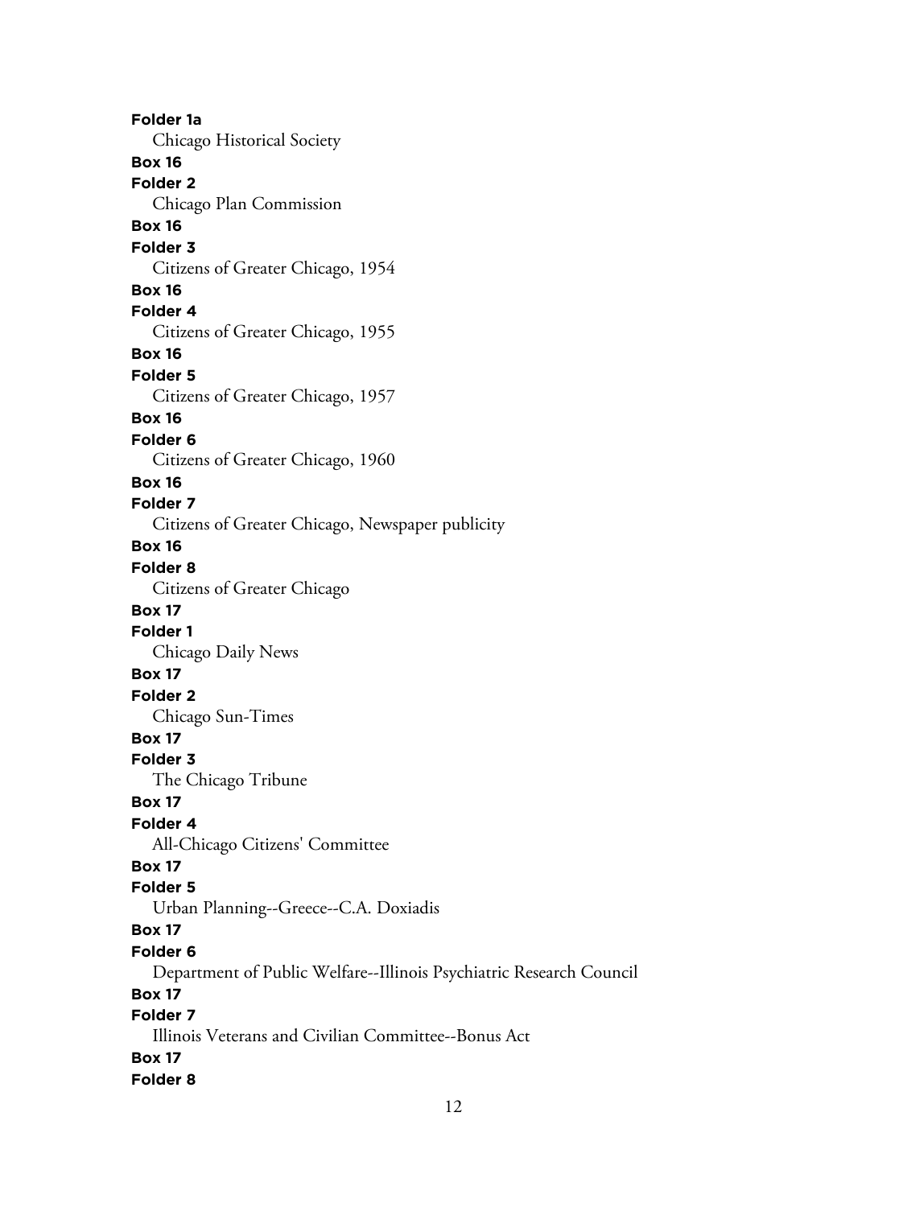**Folder 1a**
Chicago Historical Society

**Box 16**
**Folder 2**
Chicago Plan Commission

**Box 16**
**Folder 3**
Citizens of Greater Chicago, 1954

**Box 16**
**Folder 4**
Citizens of Greater Chicago, 1955

**Box 16**
**Folder 5**
Citizens of Greater Chicago, 1957

**Box 16**
**Folder 6**
Citizens of Greater Chicago, 1960

**Box 16**
**Folder 7**
Citizens of Greater Chicago, Newspaper publicity

**Box 16**
**Folder 8**
Citizens of Greater Chicago

**Box 17**
**Folder 1**
Chicago Daily News

**Box 17**
**Folder 2**
Chicago Sun-Times

**Box 17**
**Folder 3**
The Chicago Tribune

**Box 17**
**Folder 4**
All-Chicago Citizens' Committee

**Box 17**
**Folder 5**
Urban Planning--Greece--C.A. Doxiadis

**Box 17**
**Folder 6**
Department of Public Welfare--Illinois Psychiatric Research Council

**Box 17**
**Folder 7**
Illinois Veterans and Civilian Committee--Bonus Act

**Box 17**
**Folder 8**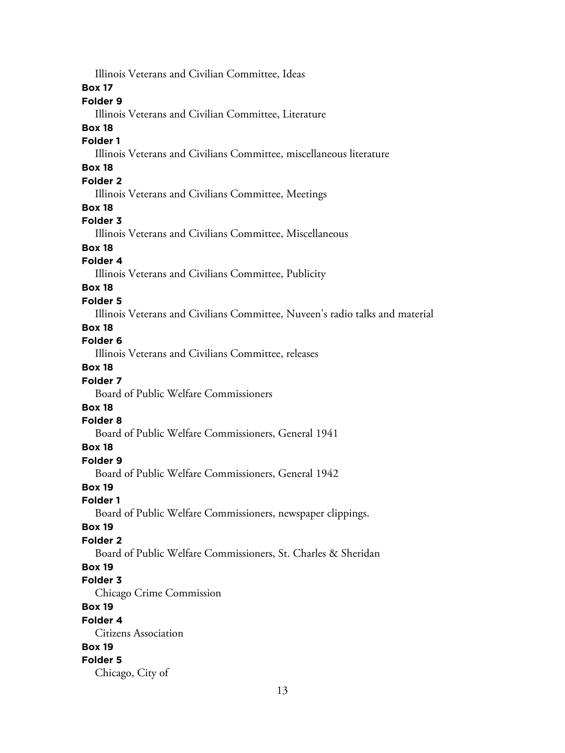Illinois Veterans and Civilian Committee, Ideas

**Box 17**

**Folder 9**

Illinois Veterans and Civilian Committee, Literature

**Box 18**

**Folder 1**

Illinois Veterans and Civilians Committee, miscellaneous literature

**Box 18**

**Folder 2**

Illinois Veterans and Civilians Committee, Meetings

**Box 18**

**Folder 3**

Illinois Veterans and Civilians Committee, Miscellaneous

**Box 18**

**Folder 4**

Illinois Veterans and Civilians Committee, Publicity

**Box 18**

**Folder 5**

Illinois Veterans and Civilians Committee, Nuveen's radio talks and material

**Box 18**

**Folder 6**

Illinois Veterans and Civilians Committee, releases

**Box 18**

**Folder 7**

Board of Public Welfare Commissioners

**Box 18**

**Folder 8**

Board of Public Welfare Commissioners, General 1941

**Box 18**

**Folder 9**

Board of Public Welfare Commissioners, General 1942

**Box 19**

**Folder 1**

Board of Public Welfare Commissioners, newspaper clippings.

**Box 19**

**Folder 2**

Board of Public Welfare Commissioners, St. Charles & Sheridan

**Box 19**

**Folder 3**

Chicago Crime Commission

**Box 19**

**Folder 4**

Citizens Association

**Box 19**

**Folder 5**

Chicago, City of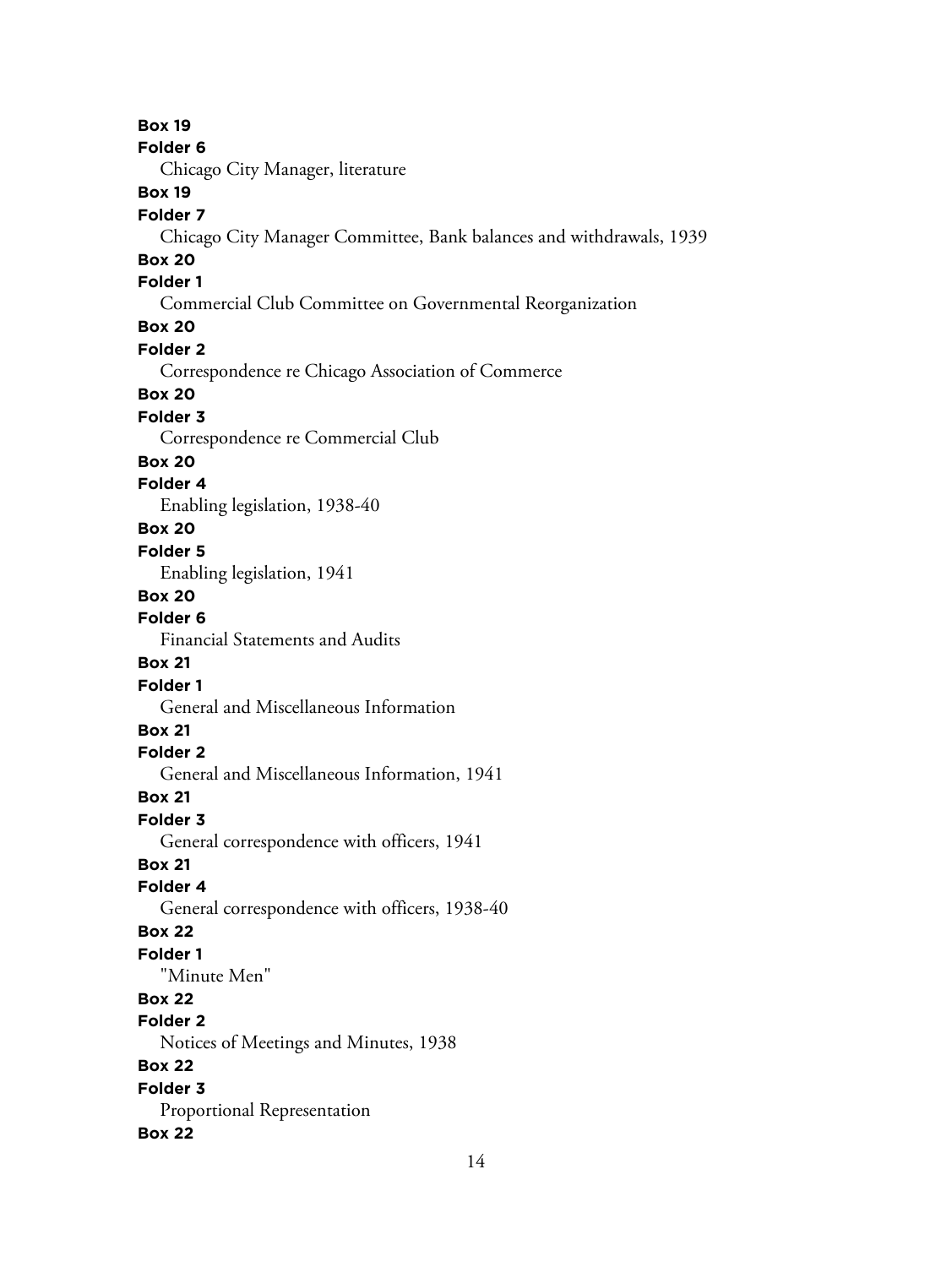**Box 19**
**Folder 6**
Chicago City Manager, literature
**Box 19**
**Folder 7**
Chicago City Manager Committee, Bank balances and withdrawals, 1939
**Box 20**
**Folder 1**
Commercial Club Committee on Governmental Reorganization
**Box 20**
**Folder 2**
Correspondence re Chicago Association of Commerce
**Box 20**
**Folder 3**
Correspondence re Commercial Club
**Box 20**
**Folder 4**
Enabling legislation, 1938-40
**Box 20**
**Folder 5**
Enabling legislation, 1941
**Box 20**
**Folder 6**
Financial Statements and Audits
**Box 21**
**Folder 1**
General and Miscellaneous Information
**Box 21**
**Folder 2**
General and Miscellaneous Information, 1941
**Box 21**
**Folder 3**
General correspondence with officers, 1941
**Box 21**
**Folder 4**
General correspondence with officers, 1938-40
**Box 22**
**Folder 1**
"Minute Men"
**Box 22**
**Folder 2**
Notices of Meetings and Minutes, 1938
**Box 22**
**Folder 3**
Proportional Representation
**Box 22**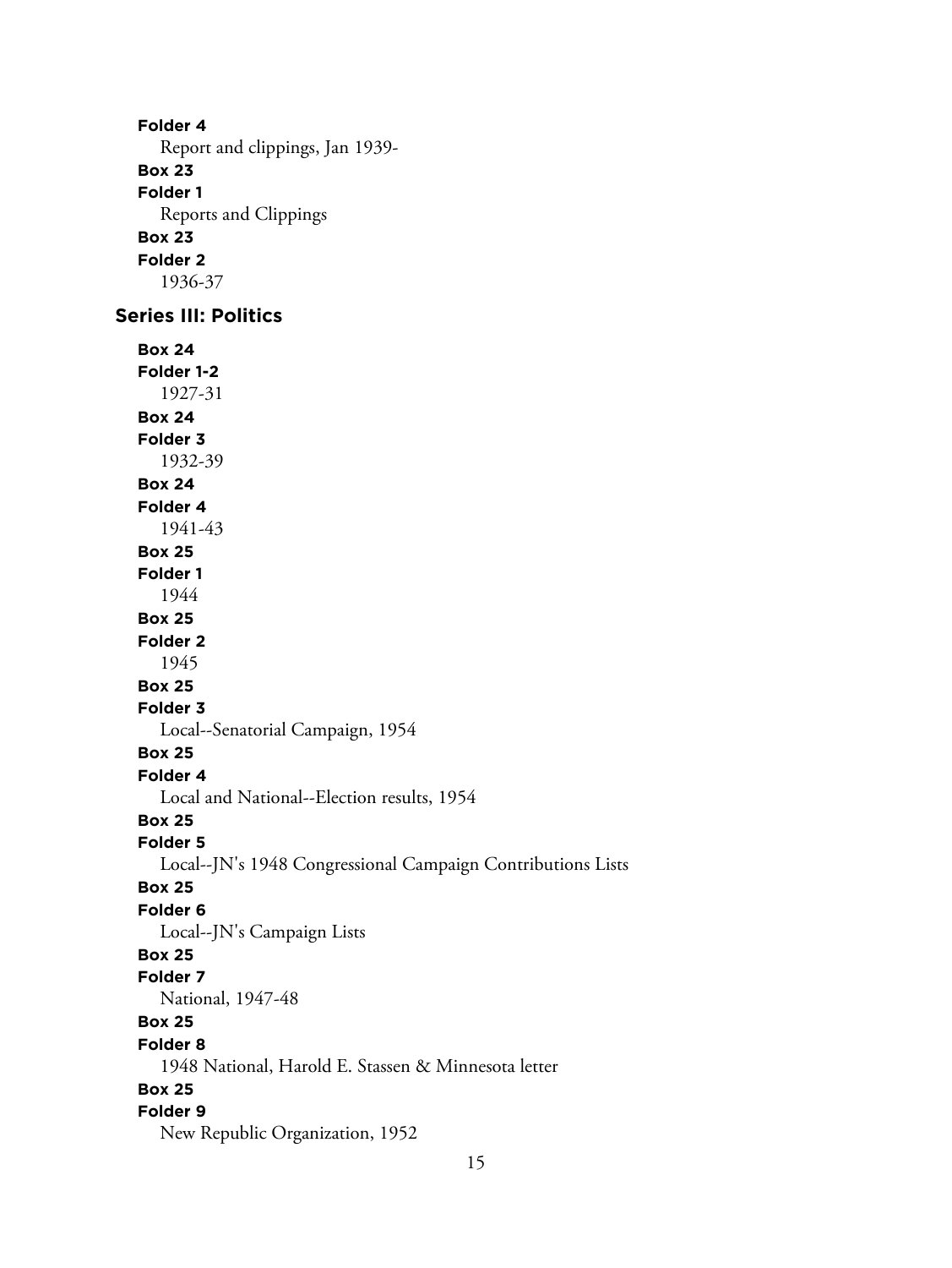**Folder 4**
Report and clippings, Jan 1939-

**Box 23**
**Folder 1**
Reports and Clippings

**Box 23**
**Folder 2**
1936-37

## Series III: Politics

**Box 24**
**Folder 1-2**
1927-31

**Box 24**
**Folder 3**
1932-39

**Box 24**
**Folder 4**
1941-43

**Box 25**
**Folder 1**
1944

**Box 25**
**Folder 2**
1945

**Box 25**
**Folder 3**
Local--Senatorial Campaign, 1954

**Box 25**
**Folder 4**
Local and National--Election results, 1954

**Box 25**
**Folder 5**
Local--JN's 1948 Congressional Campaign Contributions Lists

**Box 25**
**Folder 6**
Local--JN's Campaign Lists

**Box 25**
**Folder 7**
National, 1947-48

**Box 25**
**Folder 8**
1948 National, Harold E. Stassen & Minnesota letter

**Box 25**
**Folder 9**
New Republic Organization, 1952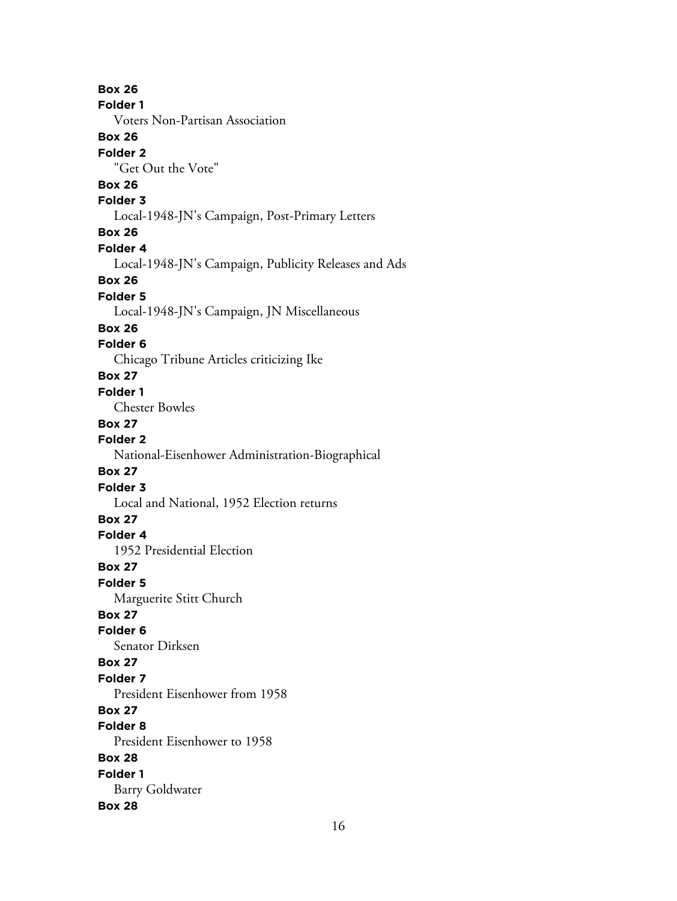**Box 26**
**Folder 1**
Voters Non-Partisan Association
**Box 26**
**Folder 2**
"Get Out the Vote"
**Box 26**
**Folder 3**
Local-1948-JN's Campaign, Post-Primary Letters
**Box 26**
**Folder 4**
Local-1948-JN's Campaign, Publicity Releases and Ads
**Box 26**
**Folder 5**
Local-1948-JN's Campaign, JN Miscellaneous
**Box 26**
**Folder 6**
Chicago Tribune Articles criticizing Ike
**Box 27**
**Folder 1**
Chester Bowles
**Box 27**
**Folder 2**
National-Eisenhower Administration-Biographical
**Box 27**
**Folder 3**
Local and National, 1952 Election returns
**Box 27**
**Folder 4**
1952 Presidential Election
**Box 27**
**Folder 5**
Marguerite Stitt Church
**Box 27**
**Folder 6**
Senator Dirksen
**Box 27**
**Folder 7**
President Eisenhower from 1958
**Box 27**
**Folder 8**
President Eisenhower to 1958
**Box 28**
**Folder 1**
Barry Goldwater
**Box 28**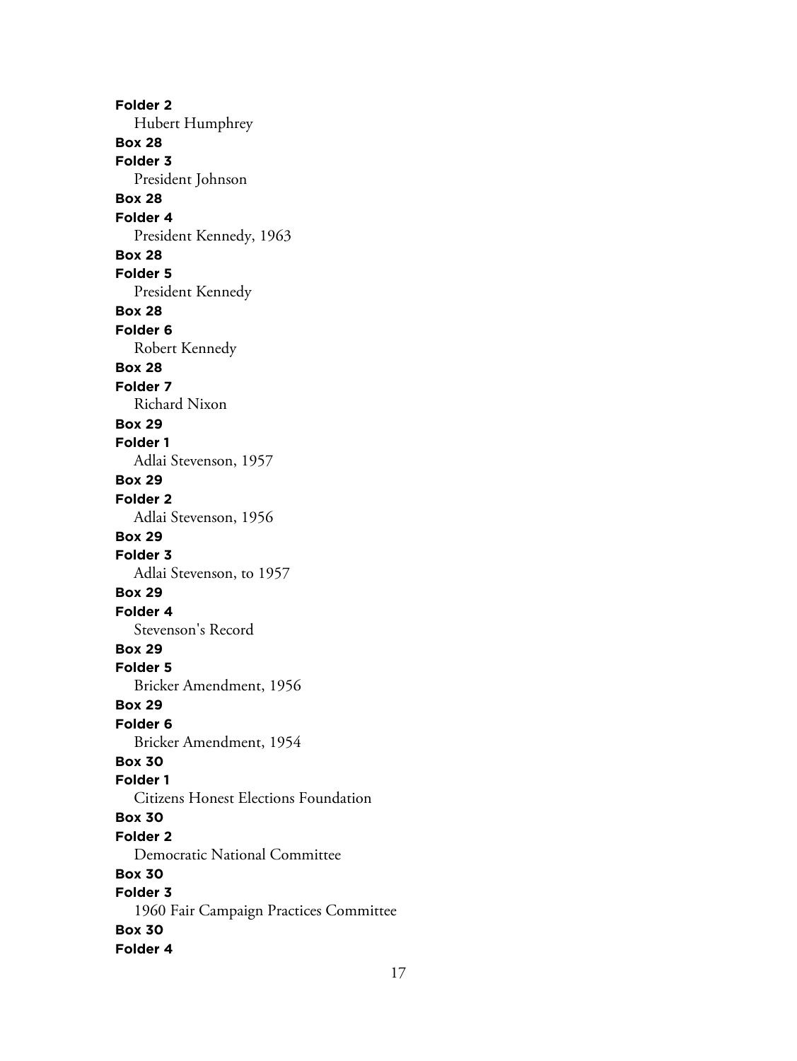**Folder 2**
Hubert Humphrey
**Box 28**
**Folder 3**
President Johnson
**Box 28**
**Folder 4**
President Kennedy, 1963
**Box 28**
**Folder 5**
President Kennedy
**Box 28**
**Folder 6**
Robert Kennedy
**Box 28**
**Folder 7**
Richard Nixon
**Box 29**
**Folder 1**
Adlai Stevenson, 1957
**Box 29**
**Folder 2**
Adlai Stevenson, 1956
**Box 29**
**Folder 3**
Adlai Stevenson, to 1957
**Box 29**
**Folder 4**
Stevenson's Record
**Box 29**
**Folder 5**
Bricker Amendment, 1956
**Box 29**
**Folder 6**
Bricker Amendment, 1954
**Box 30**
**Folder 1**
Citizens Honest Elections Foundation
**Box 30**
**Folder 2**
Democratic National Committee
**Box 30**
**Folder 3**
1960 Fair Campaign Practices Committee
**Box 30**
**Folder 4**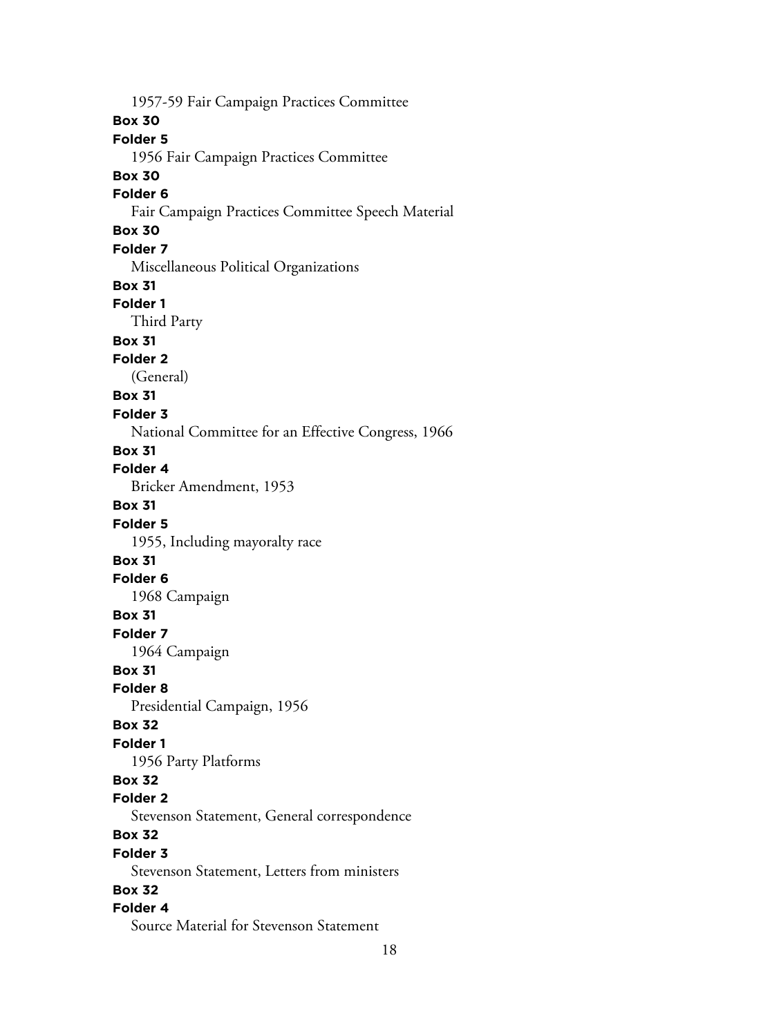1957-59 Fair Campaign Practices Committee

**Box 30**
**Folder 5**
1956 Fair Campaign Practices Committee

**Box 30**
**Folder 6**
Fair Campaign Practices Committee Speech Material

**Box 30**
**Folder 7**
Miscellaneous Political Organizations

**Box 31**
**Folder 1**
Third Party

**Box 31**
**Folder 2**
(General)

**Box 31**
**Folder 3**
National Committee for an Effective Congress, 1966

**Box 31**
**Folder 4**
Bricker Amendment, 1953

**Box 31**
**Folder 5**
1955, Including mayoralty race

**Box 31**
**Folder 6**
1968 Campaign

**Box 31**
**Folder 7**
1964 Campaign

**Box 31**
**Folder 8**
Presidential Campaign, 1956

**Box 32**
**Folder 1**
1956 Party Platforms

**Box 32**
**Folder 2**
Stevenson Statement, General correspondence

**Box 32**
**Folder 3**
Stevenson Statement, Letters from ministers

**Box 32**
**Folder 4**
Source Material for Stevenson Statement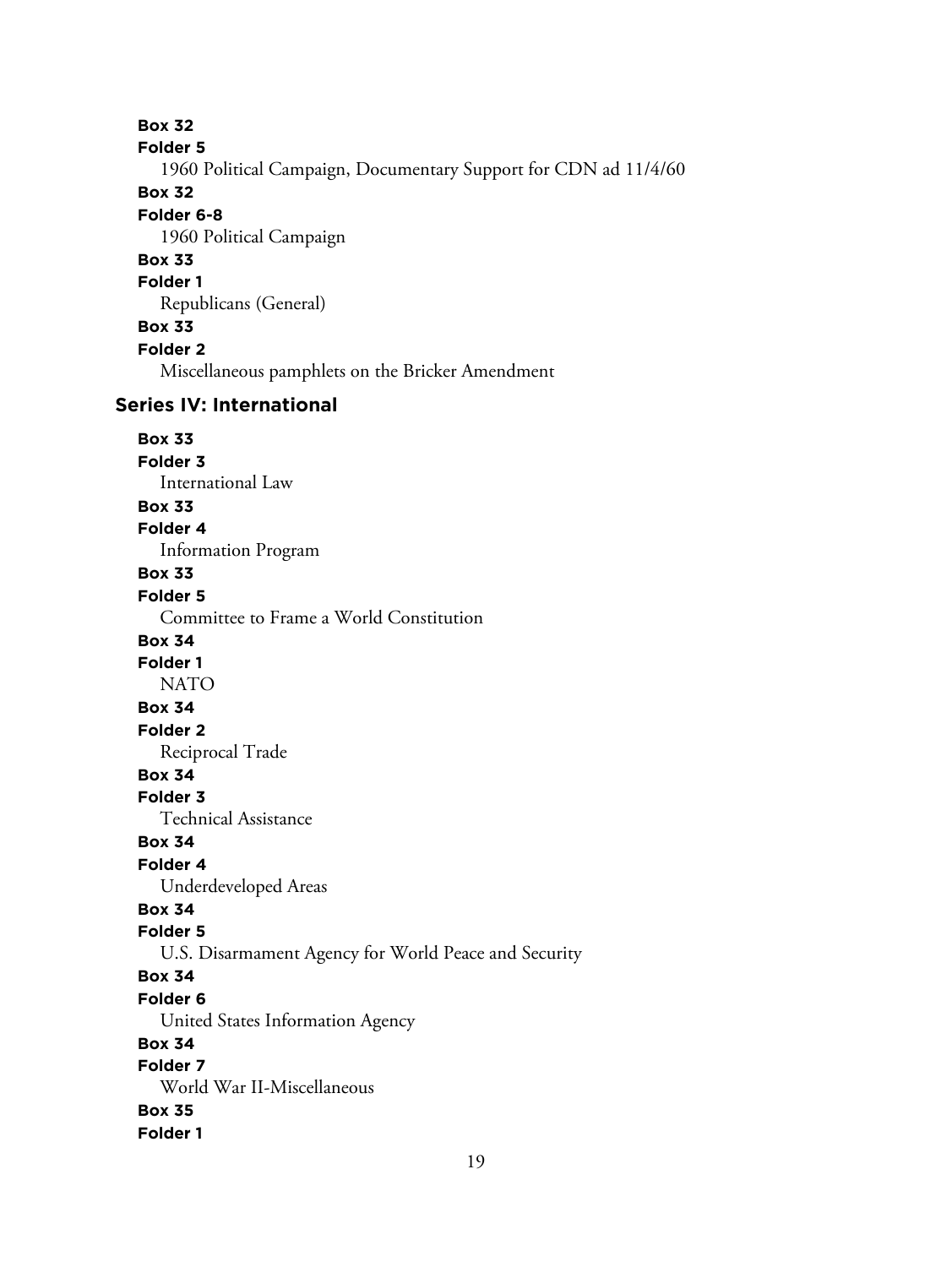**Box 32**
**Folder 5**
1960 Political Campaign, Documentary Support for CDN ad 11/4/60

**Box 32**
**Folder 6-8**
1960 Political Campaign

**Box 33**
**Folder 1**
Republicans (General)

**Box 33**
**Folder 2**
Miscellaneous pamphlets on the Bricker Amendment

## Series IV: International

**Box 33**
**Folder 3**
International Law

**Box 33**
**Folder 4**
Information Program

**Box 33**
**Folder 5**
Committee to Frame a World Constitution

**Box 34**
**Folder 1**
NATO

**Box 34**
**Folder 2**
Reciprocal Trade

**Box 34**
**Folder 3**
Technical Assistance

**Box 34**
**Folder 4**
Underdeveloped Areas

**Box 34**
**Folder 5**
U.S. Disarmament Agency for World Peace and Security

**Box 34**
**Folder 6**
United States Information Agency

**Box 34**
**Folder 7**
World War II-Miscellaneous

**Box 35**
**Folder 1**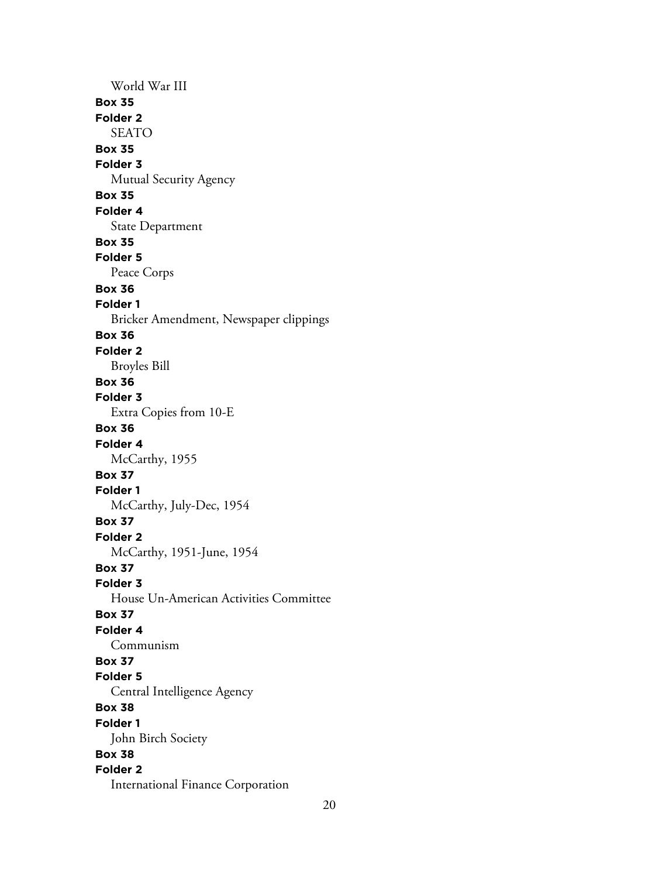World War III

**Box 35**
**Folder 2**
SEATO

**Box 35**
**Folder 3**
Mutual Security Agency

**Box 35**
**Folder 4**
State Department

**Box 35**
**Folder 5**
Peace Corps

**Box 36**
**Folder 1**
Bricker Amendment, Newspaper clippings

**Box 36**
**Folder 2**
Broyles Bill

**Box 36**
**Folder 3**
Extra Copies from 10-E

**Box 36**
**Folder 4**
McCarthy, 1955

**Box 37**
**Folder 1**
McCarthy, July-Dec, 1954

**Box 37**
**Folder 2**
McCarthy, 1951-June, 1954

**Box 37**
**Folder 3**
House Un-American Activities Committee

**Box 37**
**Folder 4**
Communism

**Box 37**
**Folder 5**
Central Intelligence Agency

**Box 38**
**Folder 1**
John Birch Society

**Box 38**
**Folder 2**
International Finance Corporation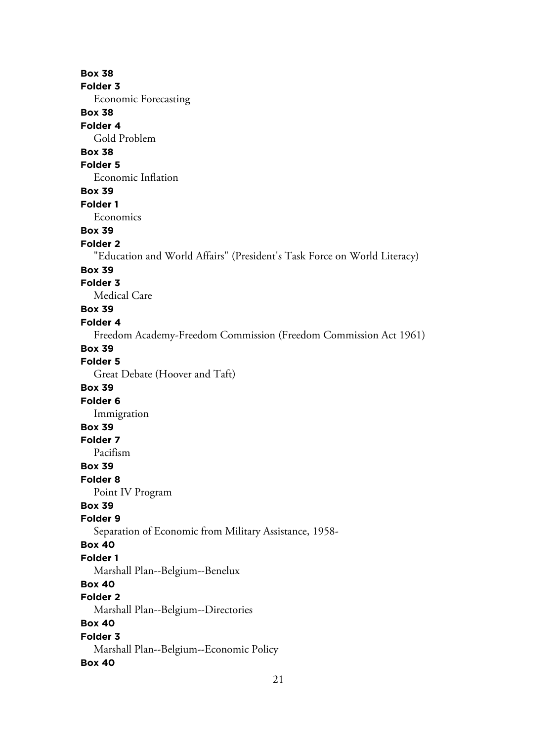**Box 38**
**Folder 3**
Economic Forecasting
**Box 38**
**Folder 4**
Gold Problem
**Box 38**
**Folder 5**
Economic Inflation
**Box 39**
**Folder 1**
Economics
**Box 39**
**Folder 2**
"Education and World Affairs" (President's Task Force on World Literacy)
**Box 39**
**Folder 3**
Medical Care
**Box 39**
**Folder 4**
Freedom Academy-Freedom Commission (Freedom Commission Act 1961)
**Box 39**
**Folder 5**
Great Debate (Hoover and Taft)
**Box 39**
**Folder 6**
Immigration
**Box 39**
**Folder 7**
Pacifism
**Box 39**
**Folder 8**
Point IV Program
**Box 39**
**Folder 9**
Separation of Economic from Military Assistance, 1958-
**Box 40**
**Folder 1**
Marshall Plan--Belgium--Benelux
**Box 40**
**Folder 2**
Marshall Plan--Belgium--Directories
**Box 40**
**Folder 3**
Marshall Plan--Belgium--Economic Policy
**Box 40**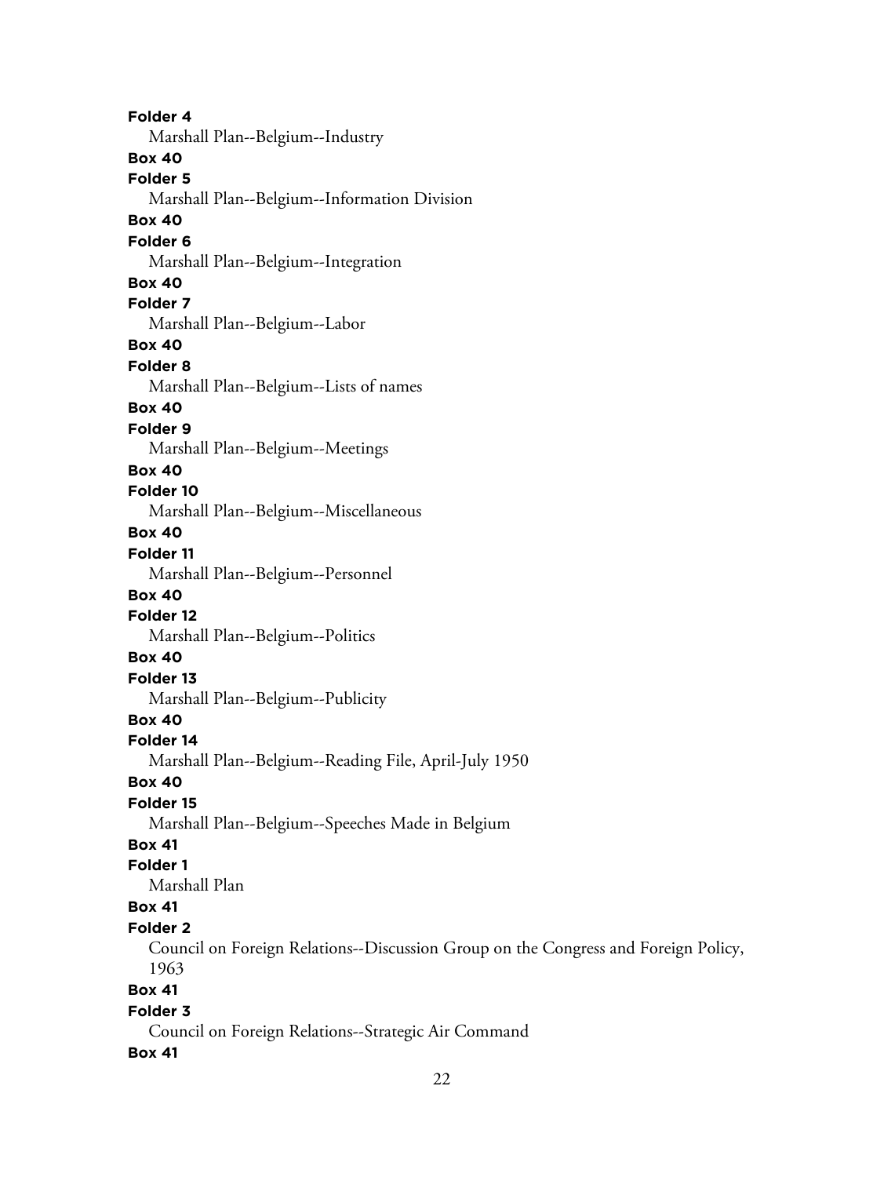**Folder 4**

Marshall Plan--Belgium--Industry

**Box 40**

**Folder 5**

Marshall Plan--Belgium--Information Division

**Box 40**

**Folder 6**

Marshall Plan--Belgium--Integration

**Box 40**

**Folder 7**

Marshall Plan--Belgium--Labor

**Box 40**

**Folder 8**

Marshall Plan--Belgium--Lists of names

**Box 40**

**Folder 9**

Marshall Plan--Belgium--Meetings

**Box 40**

**Folder 10**

Marshall Plan--Belgium--Miscellaneous

**Box 40**

**Folder 11**

Marshall Plan--Belgium--Personnel

**Box 40**

**Folder 12**

Marshall Plan--Belgium--Politics

**Box 40**

**Folder 13**

Marshall Plan--Belgium--Publicity

**Box 40**

**Folder 14**

Marshall Plan--Belgium--Reading File, April-July 1950

**Box 40**

**Folder 15**

Marshall Plan--Belgium--Speeches Made in Belgium

**Box 41**

**Folder 1**

Marshall Plan

**Box 41**

**Folder 2**

Council on Foreign Relations--Discussion Group on the Congress and Foreign Policy, 1963

**Box 41**

**Folder 3**

Council on Foreign Relations--Strategic Air Command

**Box 41**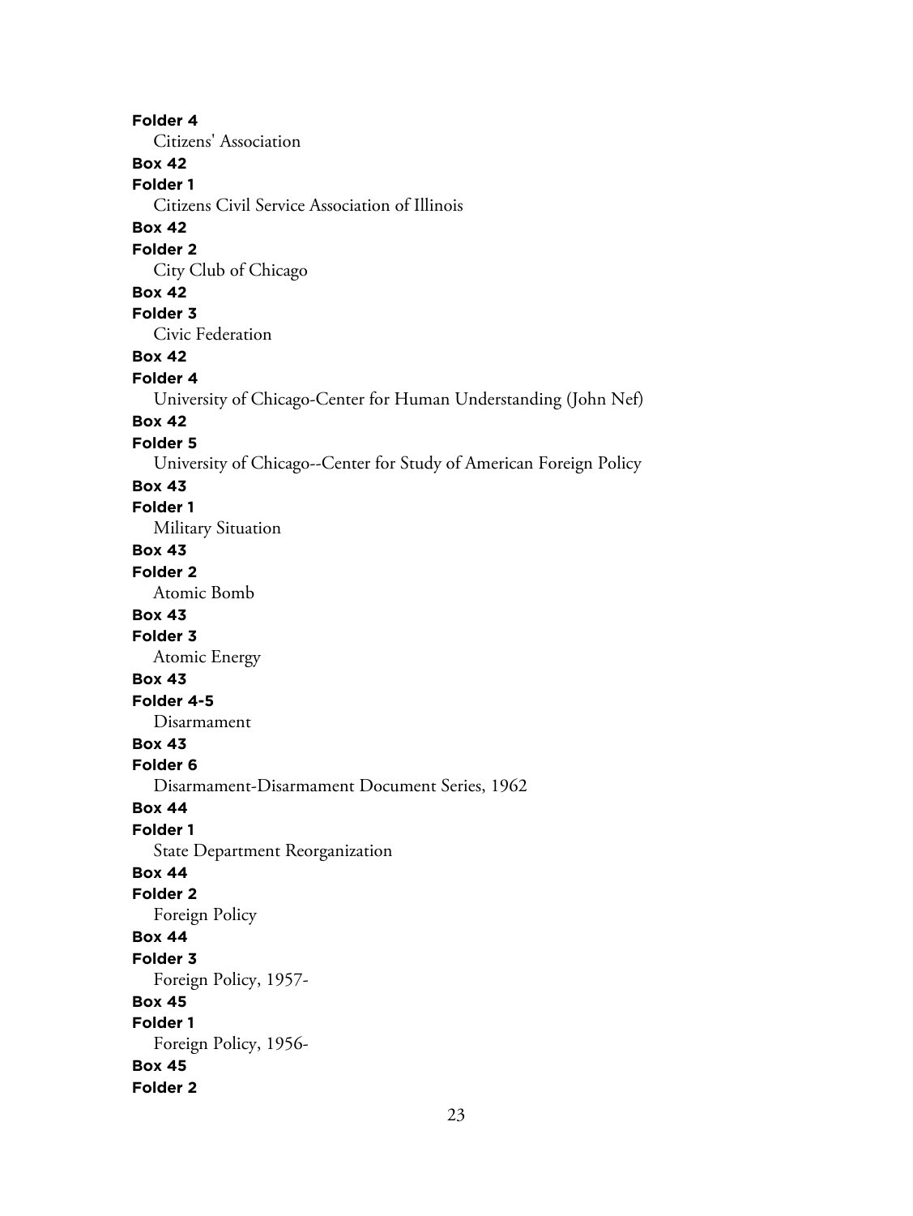**Folder 4**

Citizens' Association

**Box 42**

**Folder 1**

Citizens Civil Service Association of Illinois

**Box 42**

**Folder 2**

City Club of Chicago

**Box 42**

**Folder 3**

Civic Federation

**Box 42**

**Folder 4**

University of Chicago-Center for Human Understanding (John Nef)

**Box 42**

**Folder 5**

University of Chicago--Center for Study of American Foreign Policy

**Box 43**

**Folder 1**

Military Situation

**Box 43**

**Folder 2**

Atomic Bomb

**Box 43**

**Folder 3**

Atomic Energy

**Box 43**

**Folder 4-5**

Disarmament

**Box 43**

**Folder 6**

Disarmament-Disarmament Document Series, 1962

**Box 44**

**Folder 1**

State Department Reorganization

**Box 44**

**Folder 2**

Foreign Policy

**Box 44**

**Folder 3**

Foreign Policy, 1957-

**Box 45**

**Folder 1**

Foreign Policy, 1956-

**Box 45**

**Folder 2**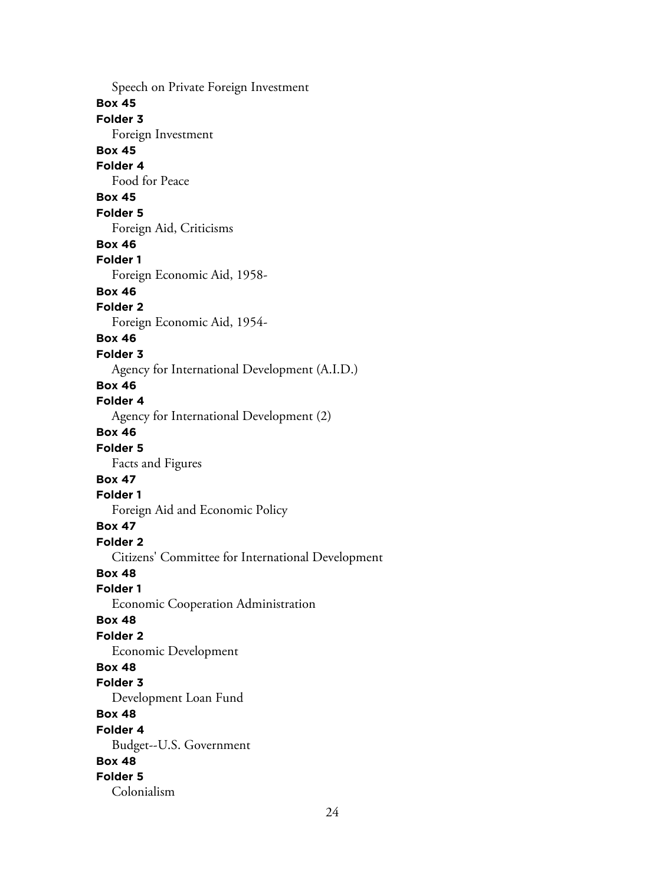Speech on Private Foreign Investment

**Box 45**

**Folder 3**

Foreign Investment

**Box 45**

**Folder 4**

Food for Peace

**Box 45**

**Folder 5**

Foreign Aid, Criticisms

**Box 46**

**Folder 1**

Foreign Economic Aid, 1958-

**Box 46**

**Folder 2**

Foreign Economic Aid, 1954-

**Box 46**

**Folder 3**

Agency for International Development (A.I.D.)

**Box 46**

**Folder 4**

Agency for International Development (2)

**Box 46**

**Folder 5**

Facts and Figures

**Box 47**

**Folder 1**

Foreign Aid and Economic Policy

**Box 47**

**Folder 2**

Citizens' Committee for International Development

**Box 48**

**Folder 1**

Economic Cooperation Administration

**Box 48**

**Folder 2**

Economic Development

**Box 48**

**Folder 3**

Development Loan Fund

**Box 48**

**Folder 4**

Budget--U.S. Government

**Box 48**

**Folder 5**

Colonialism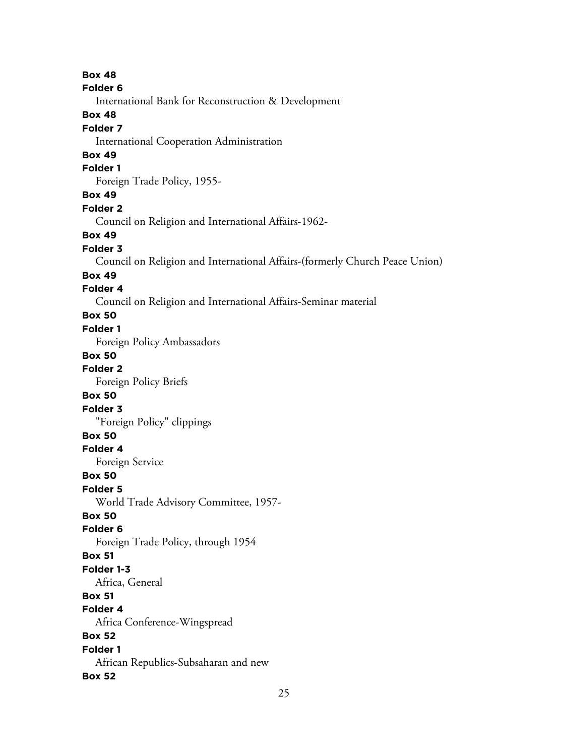**Box 48**
**Folder 6**
International Bank for Reconstruction & Development
**Box 48**
**Folder 7**
International Cooperation Administration
**Box 49**
**Folder 1**
Foreign Trade Policy, 1955-
**Box 49**
**Folder 2**
Council on Religion and International Affairs-1962-
**Box 49**
**Folder 3**
Council on Religion and International Affairs-(formerly Church Peace Union)
**Box 49**
**Folder 4**
Council on Religion and International Affairs-Seminar material
**Box 50**
**Folder 1**
Foreign Policy Ambassadors
**Box 50**
**Folder 2**
Foreign Policy Briefs
**Box 50**
**Folder 3**
"Foreign Policy" clippings
**Box 50**
**Folder 4**
Foreign Service
**Box 50**
**Folder 5**
World Trade Advisory Committee, 1957-
**Box 50**
**Folder 6**
Foreign Trade Policy, through 1954
**Box 51**
**Folder 1-3**
Africa, General
**Box 51**
**Folder 4**
Africa Conference-Wingspread
**Box 52**
**Folder 1**
African Republics-Subsaharan and new
**Box 52**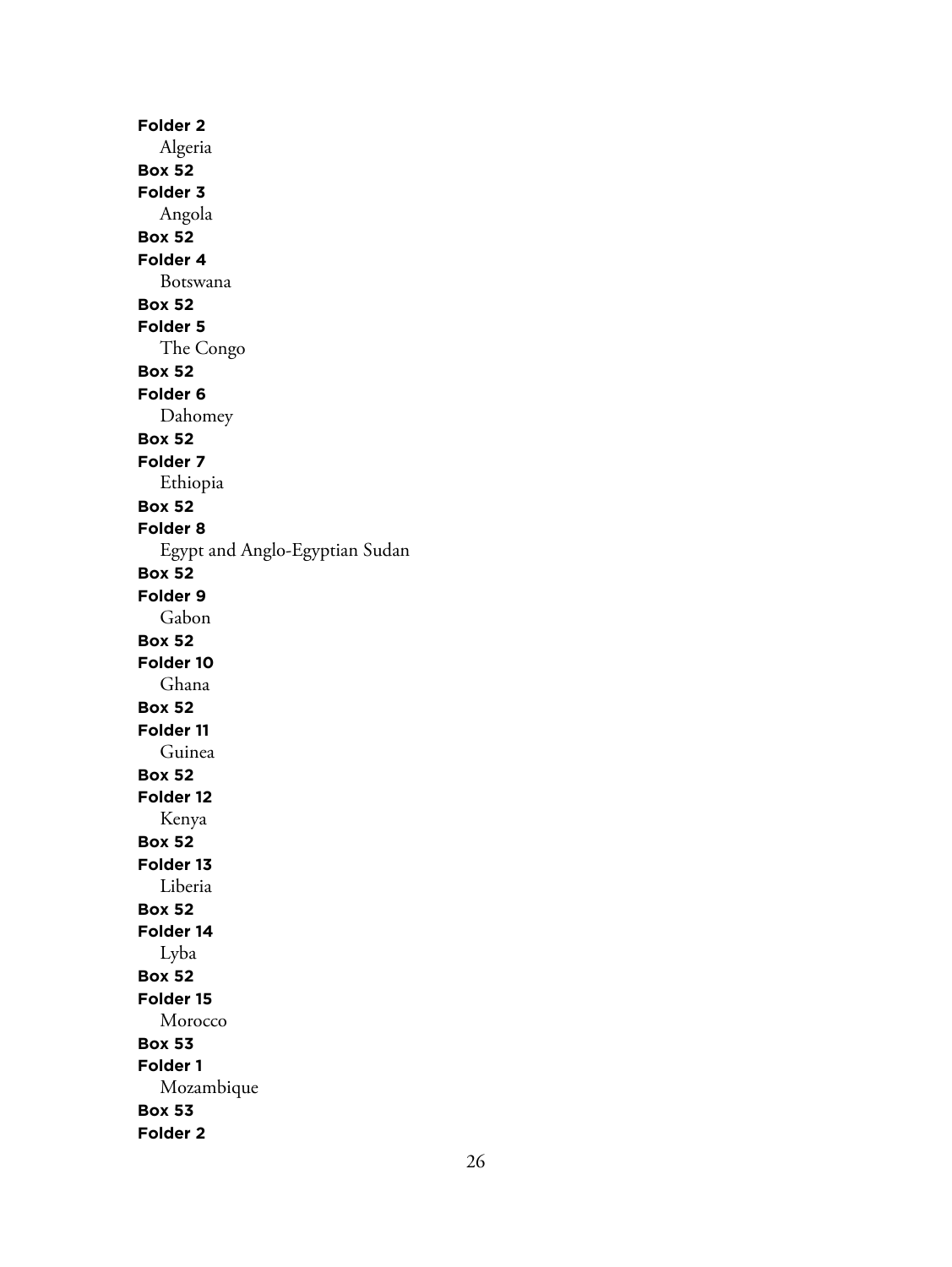**Folder 2**

Algeria

**Box 52**

**Folder 3**

Angola

**Box 52**

**Folder 4**

Botswana

**Box 52**

**Folder 5**

The Congo

**Box 52**

**Folder 6**

Dahomey

**Box 52**

**Folder 7**

Ethiopia

**Box 52**

**Folder 8**

Egypt and Anglo-Egyptian Sudan

**Box 52**

**Folder 9**

Gabon

**Box 52**

**Folder 10**

Ghana

**Box 52**

**Folder 11**

Guinea

**Box 52**

**Folder 12**

Kenya

**Box 52**

**Folder 13**

Liberia

**Box 52**

**Folder 14**

Lyba

**Box 52**

**Folder 15**

Morocco

**Box 53**

**Folder 1**

Mozambique

**Box 53**

**Folder 2**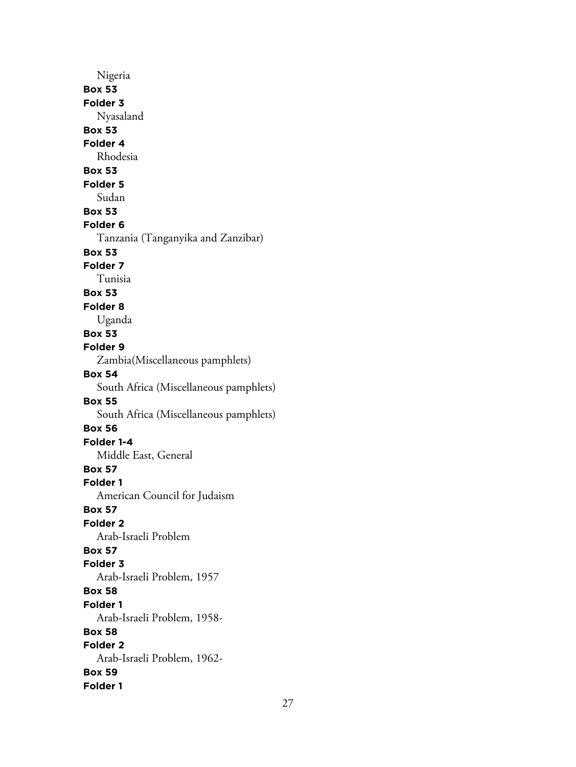Nigeria

**Box 53**

**Folder 3**

Nyasaland

**Box 53**

**Folder 4**

Rhodesia

**Box 53**

**Folder 5**

Sudan

**Box 53**

**Folder 6**

Tanzania (Tanganyika and Zanzibar)

**Box 53**

**Folder 7**

Tunisia

**Box 53**

**Folder 8**

Uganda

**Box 53**

**Folder 9**

Zambia(Miscellaneous pamphlets)

**Box 54**

South Africa (Miscellaneous pamphlets)

**Box 55**

South Africa (Miscellaneous pamphlets)

**Box 56**

**Folder 1-4**

Middle East, General

**Box 57**

**Folder 1**

American Council for Judaism

**Box 57**

**Folder 2**

Arab-Israeli Problem

**Box 57**

**Folder 3**

Arab-Israeli Problem, 1957

**Box 58**

**Folder 1**

Arab-Israeli Problem, 1958-

**Box 58**

**Folder 2**

Arab-Israeli Problem, 1962-

**Box 59**

**Folder 1**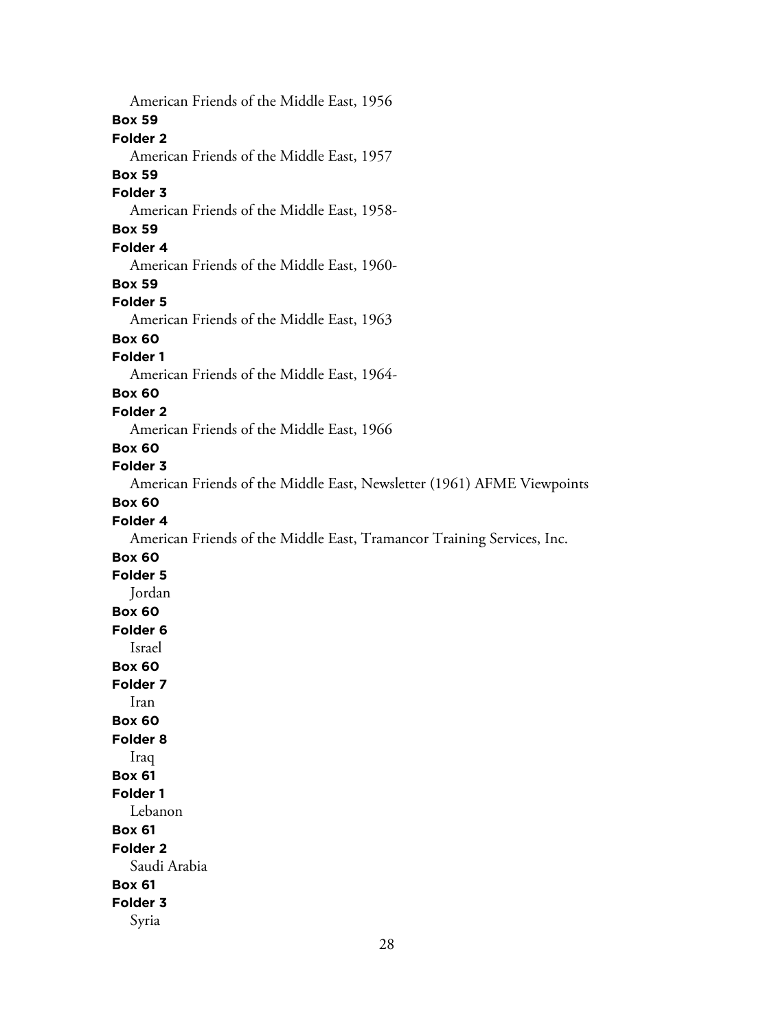American Friends of the Middle East, 1956

**Box 59**

**Folder 2**

American Friends of the Middle East, 1957

**Box 59**

**Folder 3**

American Friends of the Middle East, 1958-

**Box 59**

**Folder 4**

American Friends of the Middle East, 1960-

**Box 59**

**Folder 5**

American Friends of the Middle East, 1963

**Box 60**

**Folder 1**

American Friends of the Middle East, 1964-

**Box 60**

**Folder 2**

American Friends of the Middle East, 1966

**Box 60**

**Folder 3**

American Friends of the Middle East, Newsletter (1961) AFME Viewpoints

**Box 60**

**Folder 4**

American Friends of the Middle East, Tramancor Training Services, Inc.

**Box 60**

**Folder 5**

Jordan

**Box 60**

**Folder 6**

Israel

**Box 60**

**Folder 7**

Iran

**Box 60**

**Folder 8**

Iraq

**Box 61**

**Folder 1**

Lebanon

**Box 61**

**Folder 2**

Saudi Arabia

**Box 61**

**Folder 3**

Syria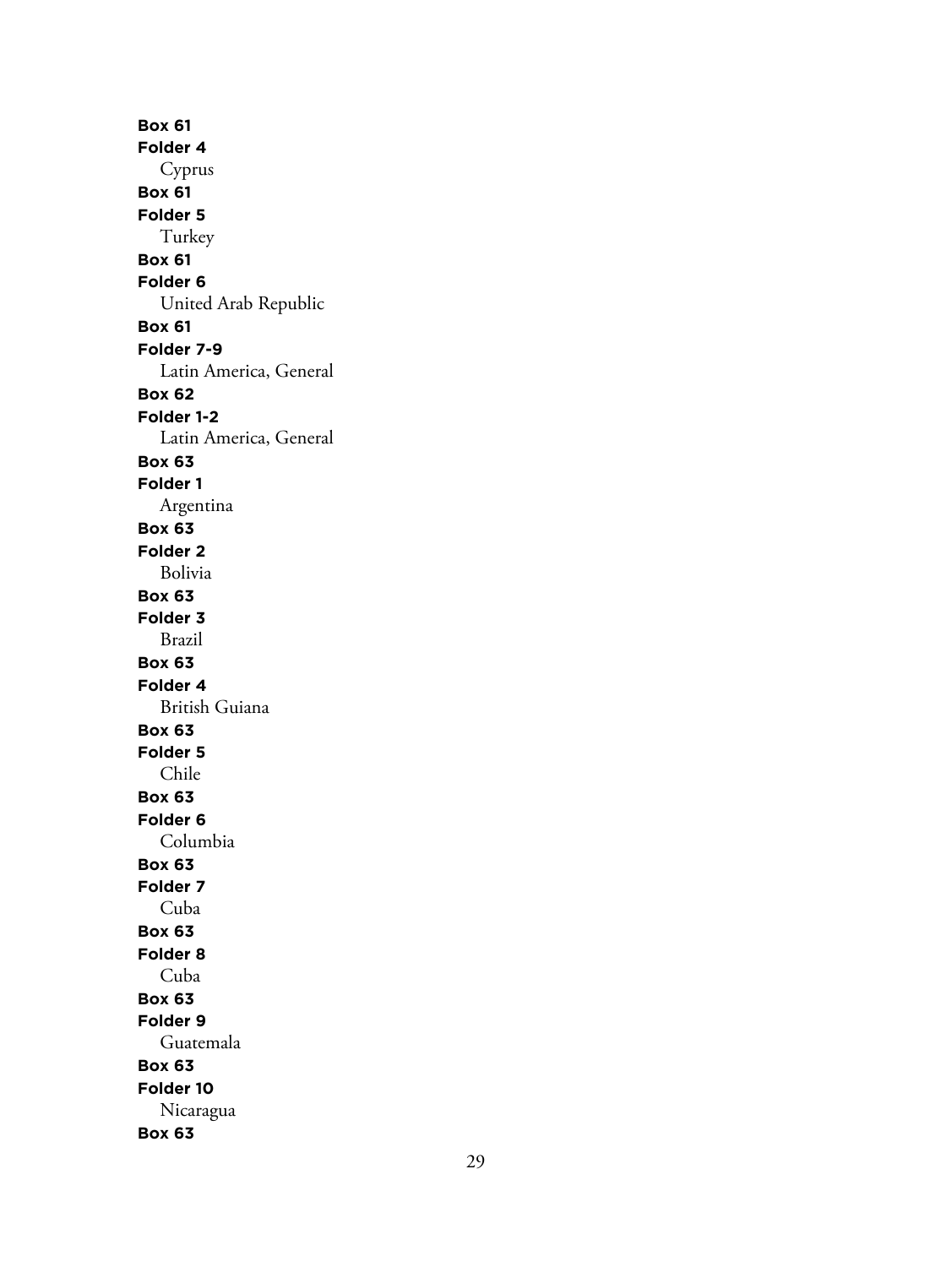**Box 61**
**Folder 4**
Cyprus
**Box 61**
**Folder 5**
Turkey
**Box 61**
**Folder 6**
United Arab Republic
**Box 61**
**Folder 7-9**
Latin America, General
**Box 62**
**Folder 1-2**
Latin America, General
**Box 63**
**Folder 1**
Argentina
**Box 63**
**Folder 2**
Bolivia
**Box 63**
**Folder 3**
Brazil
**Box 63**
**Folder 4**
British Guiana
**Box 63**
**Folder 5**
Chile
**Box 63**
**Folder 6**
Columbia
**Box 63**
**Folder 7**
Cuba
**Box 63**
**Folder 8**
Cuba
**Box 63**
**Folder 9**
Guatemala
**Box 63**
**Folder 10**
Nicaragua
**Box 63**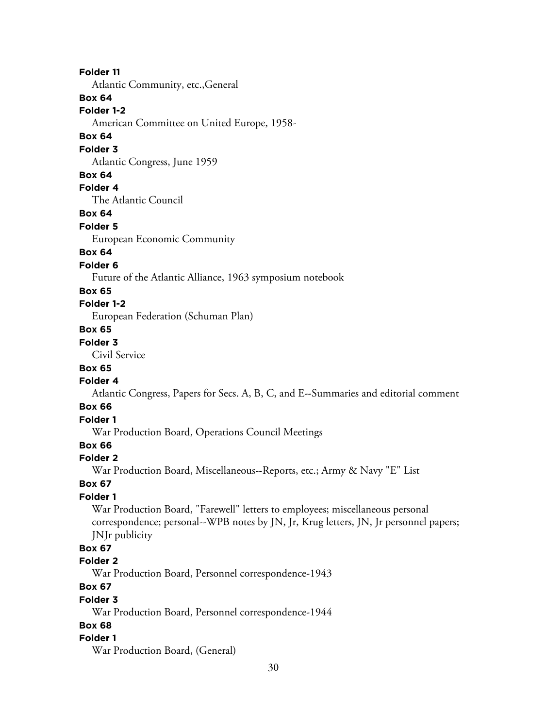**Folder 11**

Atlantic Community, etc.,General

**Box 64**

**Folder 1-2**

American Committee on United Europe, 1958-

**Box 64**

**Folder 3**

Atlantic Congress, June 1959

**Box 64**

**Folder 4**

The Atlantic Council

**Box 64**

**Folder 5**

European Economic Community

**Box 64**

**Folder 6**

Future of the Atlantic Alliance, 1963 symposium notebook

**Box 65**

**Folder 1-2**

European Federation (Schuman Plan)

**Box 65**

**Folder 3**

Civil Service

**Box 65**

**Folder 4**

Atlantic Congress, Papers for Secs. A, B, C, and E--Summaries and editorial comment

**Box 66**

**Folder 1**

War Production Board, Operations Council Meetings

**Box 66**

**Folder 2**

War Production Board, Miscellaneous--Reports, etc.; Army & Navy "E" List

**Box 67**

**Folder 1**

War Production Board, "Farewell" letters to employees; miscellaneous personal correspondence; personal--WPB notes by JN, Jr, Krug letters, JN, Jr personnel papers; JNJr publicity

**Box 67**

**Folder 2**

War Production Board, Personnel correspondence-1943

**Box 67**

**Folder 3**

War Production Board, Personnel correspondence-1944

**Box 68**

**Folder 1**

War Production Board, (General)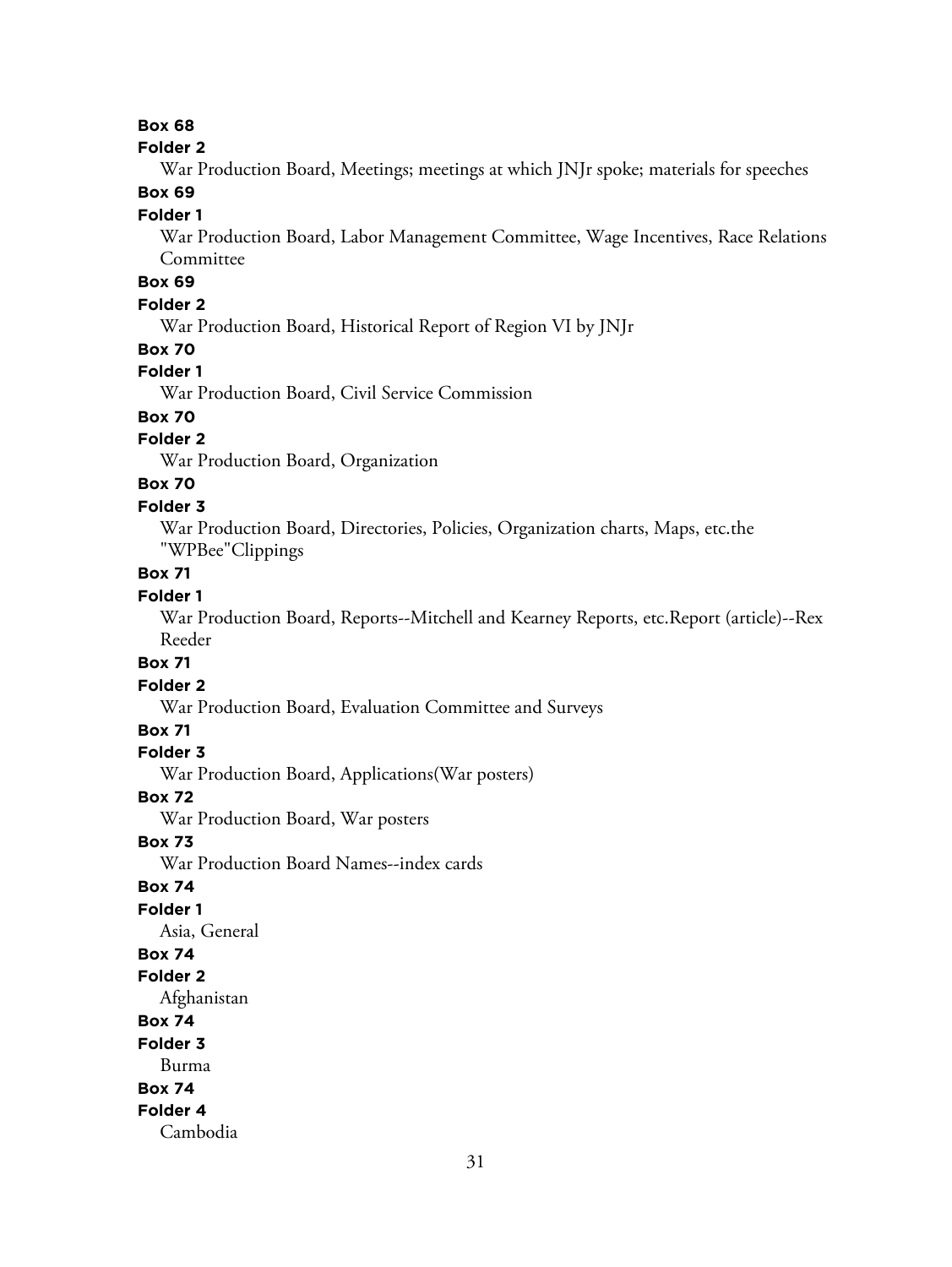**Box 68**

**Folder 2**

War Production Board, Meetings; meetings at which JNJr spoke; materials for speeches

**Box 69**

**Folder 1**

War Production Board, Labor Management Committee, Wage Incentives, Race Relations Committee

**Box 69**

**Folder 2**

War Production Board, Historical Report of Region VI by JNJr

**Box 70**

**Folder 1**

War Production Board, Civil Service Commission

**Box 70**

**Folder 2**

War Production Board, Organization

**Box 70**

**Folder 3**

War Production Board, Directories, Policies, Organization charts, Maps, etc.the "WPBee"Clippings

**Box 71**

**Folder 1**

War Production Board, Reports--Mitchell and Kearney Reports, etc.Report (article)--Rex Reeder

**Box 71**

**Folder 2**

War Production Board, Evaluation Committee and Surveys

**Box 71**

**Folder 3**

War Production Board, Applications(War posters)

**Box 72**

War Production Board, War posters

**Box 73**

War Production Board Names--index cards

**Box 74**

**Folder 1**

Asia, General

**Box 74**

**Folder 2**

Afghanistan

**Box 74**

**Folder 3**

Burma

**Box 74**

**Folder 4**

Cambodia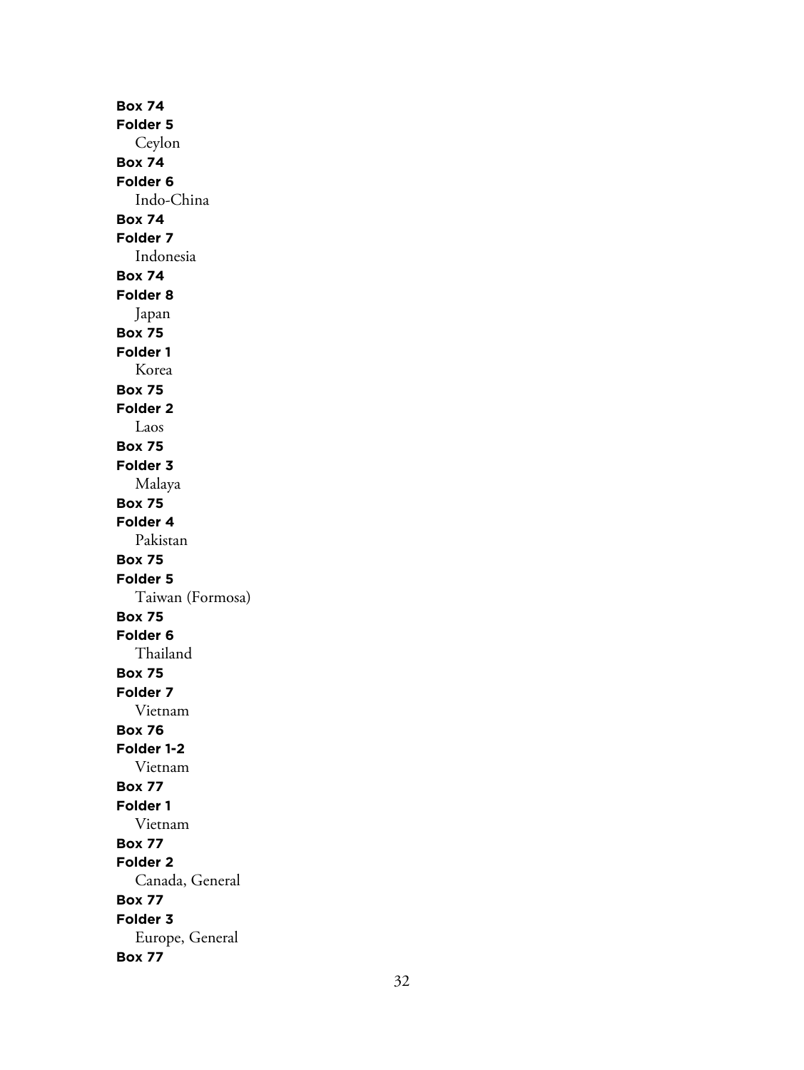**Box 74**
**Folder 5**
Ceylon
**Box 74**
**Folder 6**
Indo-China
**Box 74**
**Folder 7**
Indonesia
**Box 74**
**Folder 8**
Japan
**Box 75**
**Folder 1**
Korea
**Box 75**
**Folder 2**
Laos
**Box 75**
**Folder 3**
Malaya
**Box 75**
**Folder 4**
Pakistan
**Box 75**
**Folder 5**
Taiwan (Formosa)
**Box 75**
**Folder 6**
Thailand
**Box 75**
**Folder 7**
Vietnam
**Box 76**
**Folder 1-2**
Vietnam
**Box 77**
**Folder 1**
Vietnam
**Box 77**
**Folder 2**
Canada, General
**Box 77**
**Folder 3**
Europe, General
**Box 77**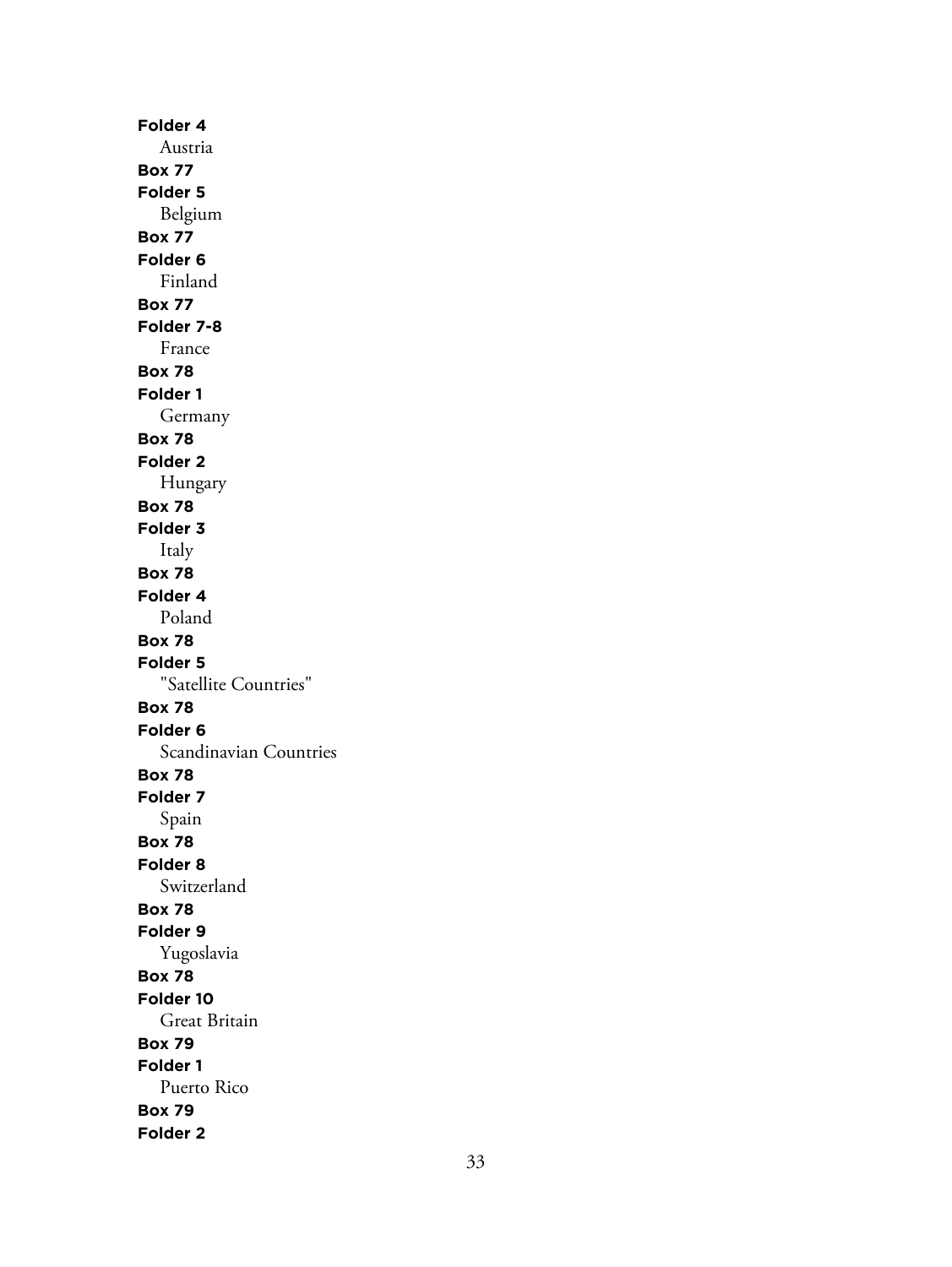**Folder 4**
Austria
**Box 77**
**Folder 5**
Belgium
**Box 77**
**Folder 6**
Finland
**Box 77**
**Folder 7-8**
France
**Box 78**
**Folder 1**
Germany
**Box 78**
**Folder 2**
Hungary
**Box 78**
**Folder 3**
Italy
**Box 78**
**Folder 4**
Poland
**Box 78**
**Folder 5**
"Satellite Countries"
**Box 78**
**Folder 6**
Scandinavian Countries
**Box 78**
**Folder 7**
Spain
**Box 78**
**Folder 8**
Switzerland
**Box 78**
**Folder 9**
Yugoslavia
**Box 78**
**Folder 10**
Great Britain
**Box 79**
**Folder 1**
Puerto Rico
**Box 79**
**Folder 2**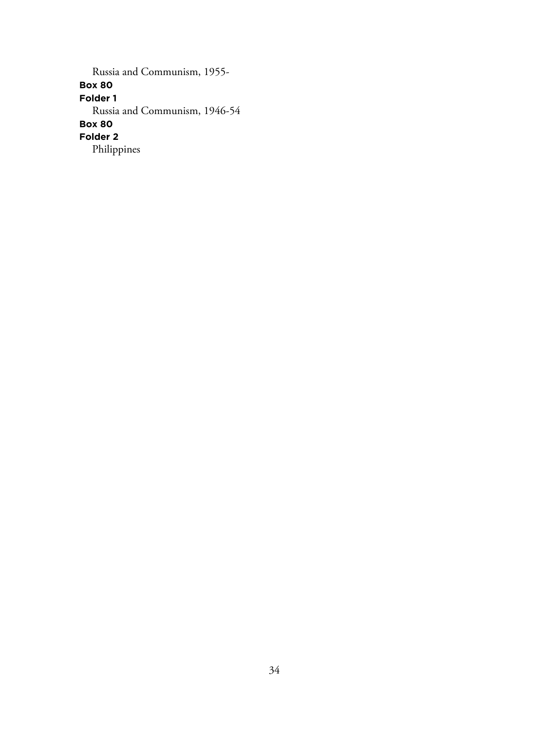Russia and Communism, 1955-

**Box 80**

**Folder 1**

Russia and Communism, 1946-54

**Box 80**

**Folder 2**

Philippines